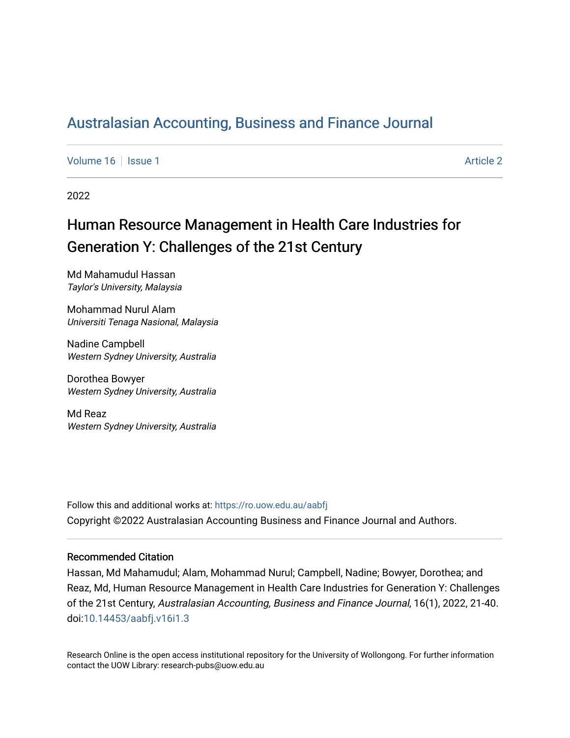# Australasian Accounting, Business and Finance Journal

Volume 16 | Issue 1 Article 2

2022

## Human Resource Management in Health Care Industries for Generation Y: Challenges of the 21st Century

Md Mahamudul Hassan
*Taylor's University, Malaysia*

Mohammad Nurul Alam
*Universiti Tenaga Nasional, Malaysia*

Nadine Campbell
*Western Sydney University, Australia*

Dorothea Bowyer
*Western Sydney University, Australia*

Md Reaz
*Western Sydney University, Australia*

Follow this and additional works at: https://ro.uow.edu.au/aabfj

Copyright ©2022 Australasian Accounting Business and Finance Journal and Authors.

### Recommended Citation

Hassan, Md Mahamudul; Alam, Mohammad Nurul; Campbell, Nadine; Bowyer, Dorothea; and Reaz, Md, Human Resource Management in Health Care Industries for Generation Y: Challenges of the 21st Century, *Australasian Accounting, Business and Finance Journal*, 16(1), 2022, 21-40. doi:10.14453/aabfj.v16i1.3

Research Online is the open access institutional repository for the University of Wollongong. For further information contact the UOW Library: research-pubs@uow.edu.au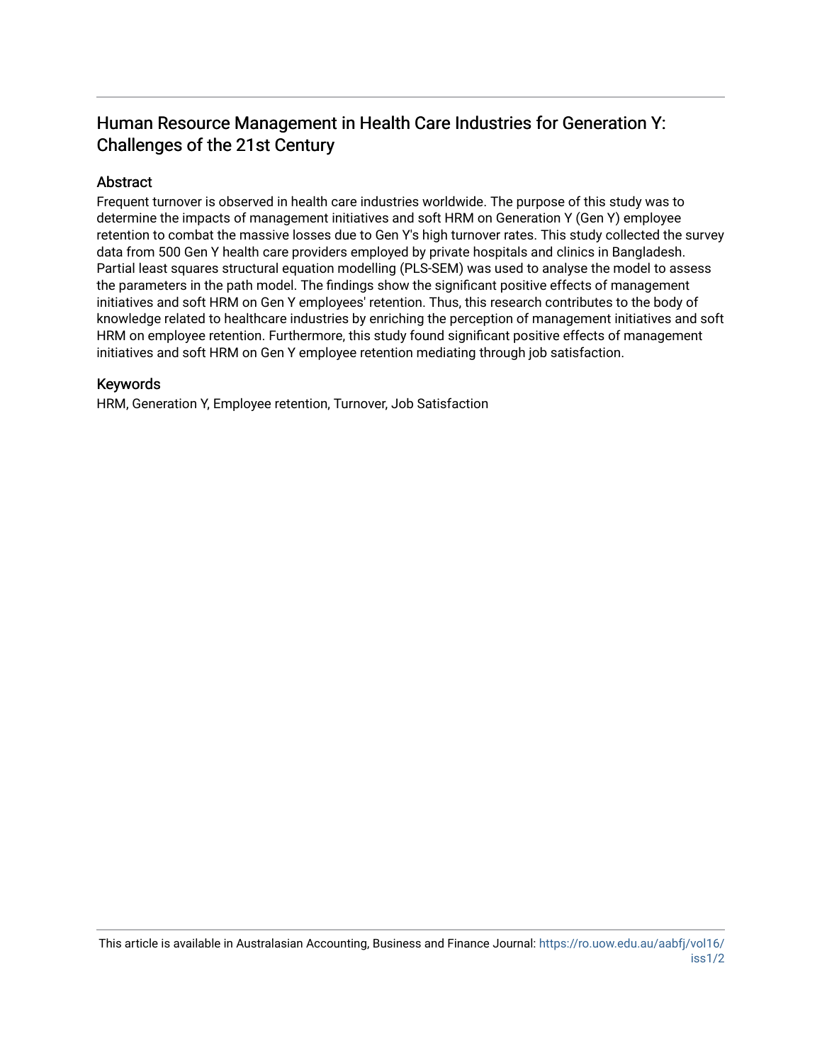# Human Resource Management in Health Care Industries for Generation Y: Challenges of the 21st Century

## Abstract

Frequent turnover is observed in health care industries worldwide. The purpose of this study was to determine the impacts of management initiatives and soft HRM on Generation Y (Gen Y) employee retention to combat the massive losses due to Gen Y's high turnover rates. This study collected the survey data from 500 Gen Y health care providers employed by private hospitals and clinics in Bangladesh. Partial least squares structural equation modelling (PLS-SEM) was used to analyse the model to assess the parameters in the path model. The findings show the significant positive effects of management initiatives and soft HRM on Gen Y employees' retention. Thus, this research contributes to the body of knowledge related to healthcare industries by enriching the perception of management initiatives and soft HRM on employee retention. Furthermore, this study found significant positive effects of management initiatives and soft HRM on Gen Y employee retention mediating through job satisfaction.

## Keywords

HRM, Generation Y, Employee retention, Turnover, Job Satisfaction

This article is available in Australasian Accounting, Business and Finance Journal: https://ro.uow.edu.au/aabfj/vol16/iss1/2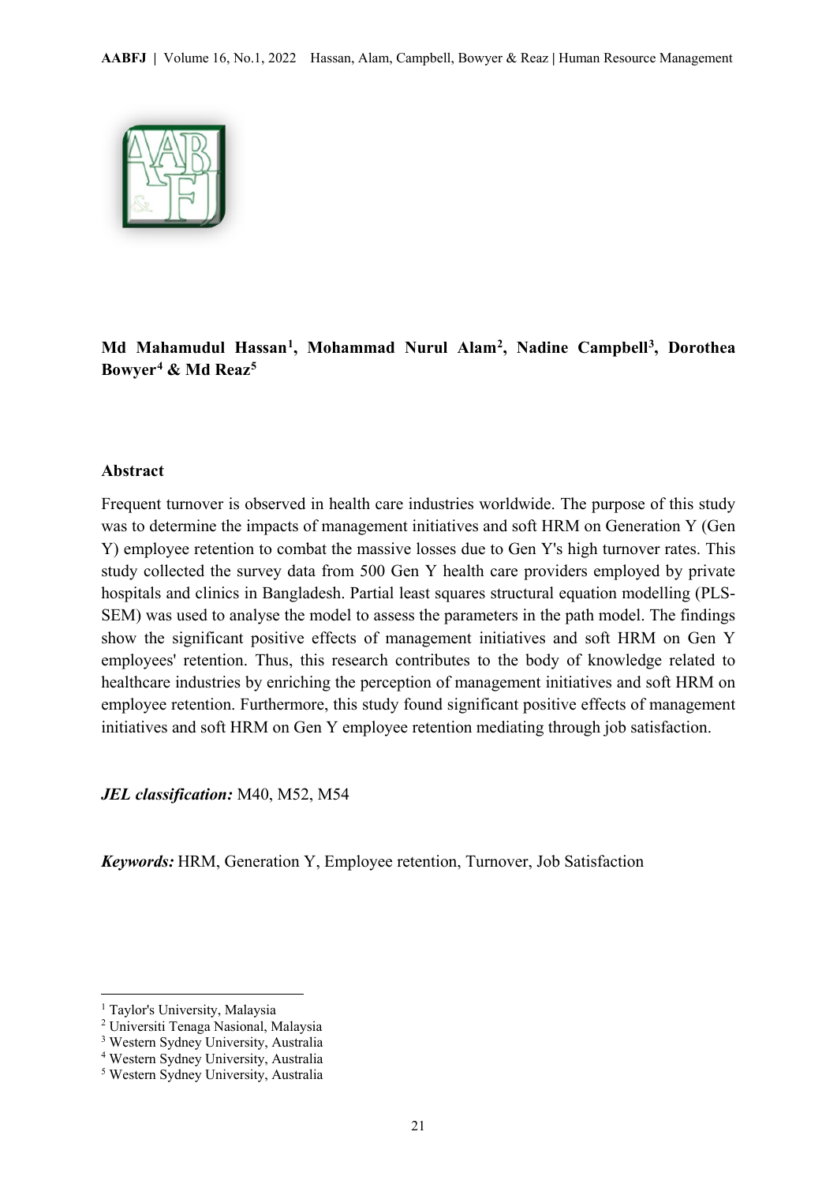**Md Mahamudul Hassan[1], Mohammad Nurul Alam[2], Nadine Campbell[3], Dorothea Bowyer[4] & Md Reaz[5]**

## Abstract

Frequent turnover is observed in health care industries worldwide. The purpose of this study was to determine the impacts of management initiatives and soft HRM on Generation Y (Gen Y) employee retention to combat the massive losses due to Gen Y's high turnover rates. This study collected the survey data from 500 Gen Y health care providers employed by private hospitals and clinics in Bangladesh. Partial least squares structural equation modelling (PLS-SEM) was used to analyse the model to assess the parameters in the path model. The findings show the significant positive effects of management initiatives and soft HRM on Gen Y employees' retention. Thus, this research contributes to the body of knowledge related to healthcare industries by enriching the perception of management initiatives and soft HRM on employee retention. Furthermore, this study found significant positive effects of management initiatives and soft HRM on Gen Y employee retention mediating through job satisfaction.

***JEL classification:*** M40, M52, M54

***Keywords:*** HRM, Generation Y, Employee retention, Turnover, Job Satisfaction

[1] Taylor's University, Malaysia
[2] Universiti Tenaga Nasional, Malaysia
[3] Western Sydney University, Australia
[4] Western Sydney University, Australia
[5] Western Sydney University, Australia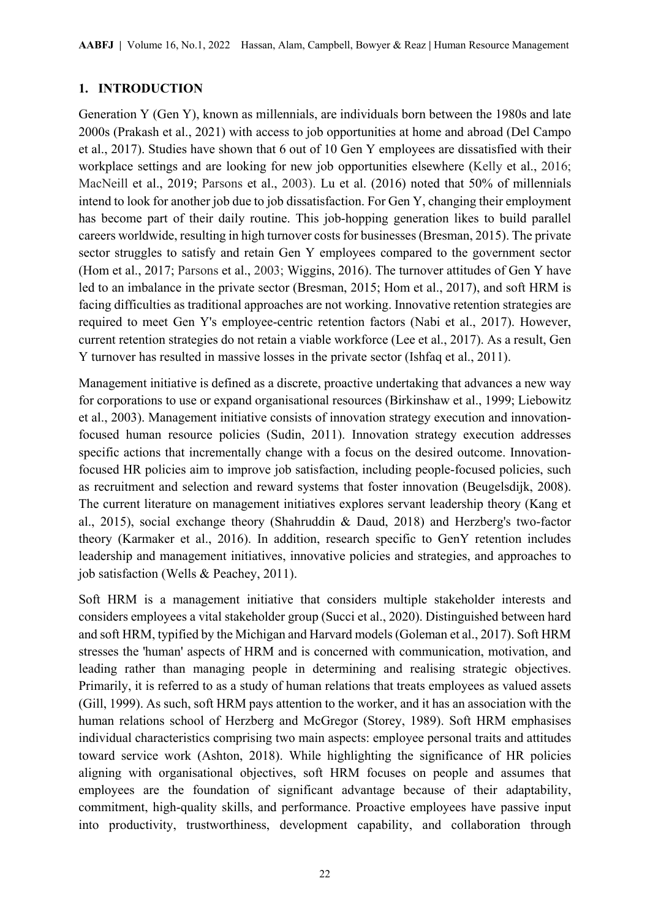## 1. INTRODUCTION

Generation Y (Gen Y), known as millennials, are individuals born between the 1980s and late 2000s (Prakash et al., 2021) with access to job opportunities at home and abroad (Del Campo et al., 2017). Studies have shown that 6 out of 10 Gen Y employees are dissatisfied with their workplace settings and are looking for new job opportunities elsewhere (Kelly et al., 2016; MacNeill et al., 2019; Parsons et al., 2003). Lu et al. (2016) noted that 50% of millennials intend to look for another job due to job dissatisfaction. For Gen Y, changing their employment has become part of their daily routine. This job-hopping generation likes to build parallel careers worldwide, resulting in high turnover costs for businesses (Bresman, 2015). The private sector struggles to satisfy and retain Gen Y employees compared to the government sector (Hom et al., 2017; Parsons et al., 2003; Wiggins, 2016). The turnover attitudes of Gen Y have led to an imbalance in the private sector (Bresman, 2015; Hom et al., 2017), and soft HRM is facing difficulties as traditional approaches are not working. Innovative retention strategies are required to meet Gen Y's employee-centric retention factors (Nabi et al., 2017). However, current retention strategies do not retain a viable workforce (Lee et al., 2017). As a result, Gen Y turnover has resulted in massive losses in the private sector (Ishfaq et al., 2011).

Management initiative is defined as a discrete, proactive undertaking that advances a new way for corporations to use or expand organisational resources (Birkinshaw et al., 1999; Liebowitz et al., 2003). Management initiative consists of innovation strategy execution and innovation-focused human resource policies (Sudin, 2011). Innovation strategy execution addresses specific actions that incrementally change with a focus on the desired outcome. Innovation-focused HR policies aim to improve job satisfaction, including people-focused policies, such as recruitment and selection and reward systems that foster innovation (Beugelsdijk, 2008). The current literature on management initiatives explores servant leadership theory (Kang et al., 2015), social exchange theory (Shahruddin & Daud, 2018) and Herzberg's two-factor theory (Karmaker et al., 2016). In addition, research specific to GenY retention includes leadership and management initiatives, innovative policies and strategies, and approaches to job satisfaction (Wells & Peachey, 2011).

Soft HRM is a management initiative that considers multiple stakeholder interests and considers employees a vital stakeholder group (Succi et al., 2020). Distinguished between hard and soft HRM, typified by the Michigan and Harvard models (Goleman et al., 2017). Soft HRM stresses the 'human' aspects of HRM and is concerned with communication, motivation, and leading rather than managing people in determining and realising strategic objectives. Primarily, it is referred to as a study of human relations that treats employees as valued assets (Gill, 1999). As such, soft HRM pays attention to the worker, and it has an association with the human relations school of Herzberg and McGregor (Storey, 1989). Soft HRM emphasises individual characteristics comprising two main aspects: employee personal traits and attitudes toward service work (Ashton, 2018). While highlighting the significance of HR policies aligning with organisational objectives, soft HRM focuses on people and assumes that employees are the foundation of significant advantage because of their adaptability, commitment, high-quality skills, and performance. Proactive employees have passive input into productivity, trustworthiness, development capability, and collaboration through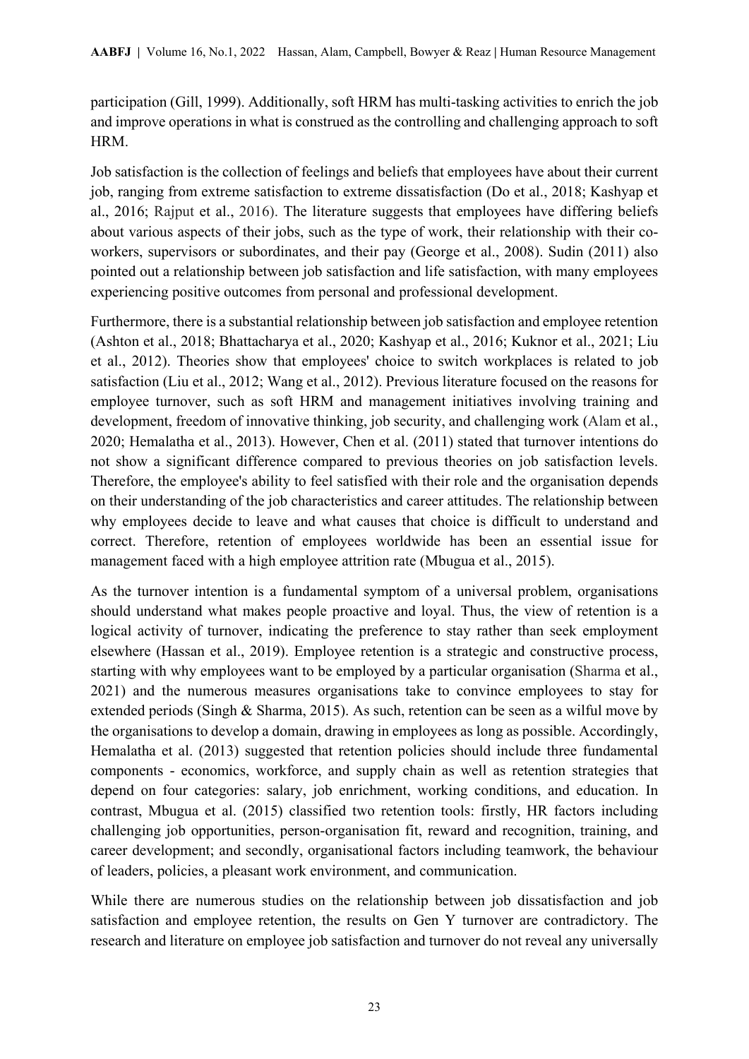participation (Gill, 1999). Additionally, soft HRM has multi-tasking activities to enrich the job and improve operations in what is construed as the controlling and challenging approach to soft HRM.

Job satisfaction is the collection of feelings and beliefs that employees have about their current job, ranging from extreme satisfaction to extreme dissatisfaction (Do et al., 2018; Kashyap et al., 2016; Rajput et al., 2016). The literature suggests that employees have differing beliefs about various aspects of their jobs, such as the type of work, their relationship with their co-workers, supervisors or subordinates, and their pay (George et al., 2008). Sudin (2011) also pointed out a relationship between job satisfaction and life satisfaction, with many employees experiencing positive outcomes from personal and professional development.

Furthermore, there is a substantial relationship between job satisfaction and employee retention (Ashton et al., 2018; Bhattacharya et al., 2020; Kashyap et al., 2016; Kuknor et al., 2021; Liu et al., 2012). Theories show that employees' choice to switch workplaces is related to job satisfaction (Liu et al., 2012; Wang et al., 2012). Previous literature focused on the reasons for employee turnover, such as soft HRM and management initiatives involving training and development, freedom of innovative thinking, job security, and challenging work (Alam et al., 2020; Hemalatha et al., 2013). However, Chen et al. (2011) stated that turnover intentions do not show a significant difference compared to previous theories on job satisfaction levels. Therefore, the employee's ability to feel satisfied with their role and the organisation depends on their understanding of the job characteristics and career attitudes. The relationship between why employees decide to leave and what causes that choice is difficult to understand and correct. Therefore, retention of employees worldwide has been an essential issue for management faced with a high employee attrition rate (Mbugua et al., 2015).

As the turnover intention is a fundamental symptom of a universal problem, organisations should understand what makes people proactive and loyal. Thus, the view of retention is a logical activity of turnover, indicating the preference to stay rather than seek employment elsewhere (Hassan et al., 2019). Employee retention is a strategic and constructive process, starting with why employees want to be employed by a particular organisation (Sharma et al., 2021) and the numerous measures organisations take to convince employees to stay for extended periods (Singh & Sharma, 2015). As such, retention can be seen as a wilful move by the organisations to develop a domain, drawing in employees as long as possible. Accordingly, Hemalatha et al. (2013) suggested that retention policies should include three fundamental components - economics, workforce, and supply chain as well as retention strategies that depend on four categories: salary, job enrichment, working conditions, and education. In contrast, Mbugua et al. (2015) classified two retention tools: firstly, HR factors including challenging job opportunities, person-organisation fit, reward and recognition, training, and career development; and secondly, organisational factors including teamwork, the behaviour of leaders, policies, a pleasant work environment, and communication.

While there are numerous studies on the relationship between job dissatisfaction and job satisfaction and employee retention, the results on Gen Y turnover are contradictory. The research and literature on employee job satisfaction and turnover do not reveal any universally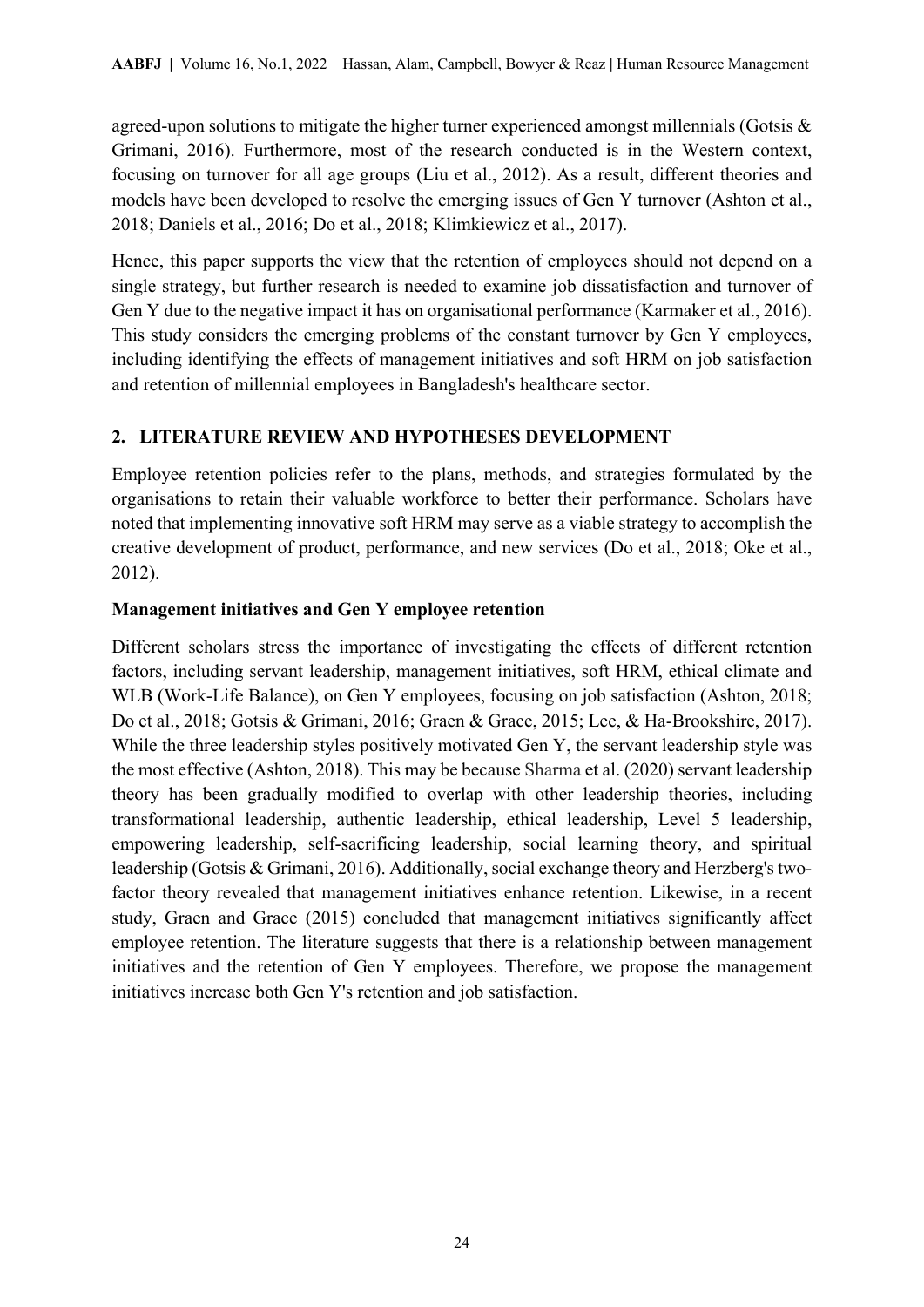agreed-upon solutions to mitigate the higher turner experienced amongst millennials (Gotsis & Grimani, 2016). Furthermore, most of the research conducted is in the Western context, focusing on turnover for all age groups (Liu et al., 2012). As a result, different theories and models have been developed to resolve the emerging issues of Gen Y turnover (Ashton et al., 2018; Daniels et al., 2016; Do et al., 2018; Klimkiewicz et al., 2017).

Hence, this paper supports the view that the retention of employees should not depend on a single strategy, but further research is needed to examine job dissatisfaction and turnover of Gen Y due to the negative impact it has on organisational performance (Karmaker et al., 2016). This study considers the emerging problems of the constant turnover by Gen Y employees, including identifying the effects of management initiatives and soft HRM on job satisfaction and retention of millennial employees in Bangladesh's healthcare sector.

## 2. LITERATURE REVIEW AND HYPOTHESES DEVELOPMENT

Employee retention policies refer to the plans, methods, and strategies formulated by the organisations to retain their valuable workforce to better their performance. Scholars have noted that implementing innovative soft HRM may serve as a viable strategy to accomplish the creative development of product, performance, and new services (Do et al., 2018; Oke et al., 2012).

### Management initiatives and Gen Y employee retention

Different scholars stress the importance of investigating the effects of different retention factors, including servant leadership, management initiatives, soft HRM, ethical climate and WLB (Work-Life Balance), on Gen Y employees, focusing on job satisfaction (Ashton, 2018; Do et al., 2018; Gotsis & Grimani, 2016; Graen & Grace, 2015; Lee, & Ha-Brookshire, 2017). While the three leadership styles positively motivated Gen Y, the servant leadership style was the most effective (Ashton, 2018). This may be because Sharma et al. (2020) servant leadership theory has been gradually modified to overlap with other leadership theories, including transformational leadership, authentic leadership, ethical leadership, Level 5 leadership, empowering leadership, self-sacrificing leadership, social learning theory, and spiritual leadership (Gotsis & Grimani, 2016). Additionally, social exchange theory and Herzberg's two-factor theory revealed that management initiatives enhance retention. Likewise, in a recent study, Graen and Grace (2015) concluded that management initiatives significantly affect employee retention. The literature suggests that there is a relationship between management initiatives and the retention of Gen Y employees. Therefore, we propose the management initiatives increase both Gen Y's retention and job satisfaction.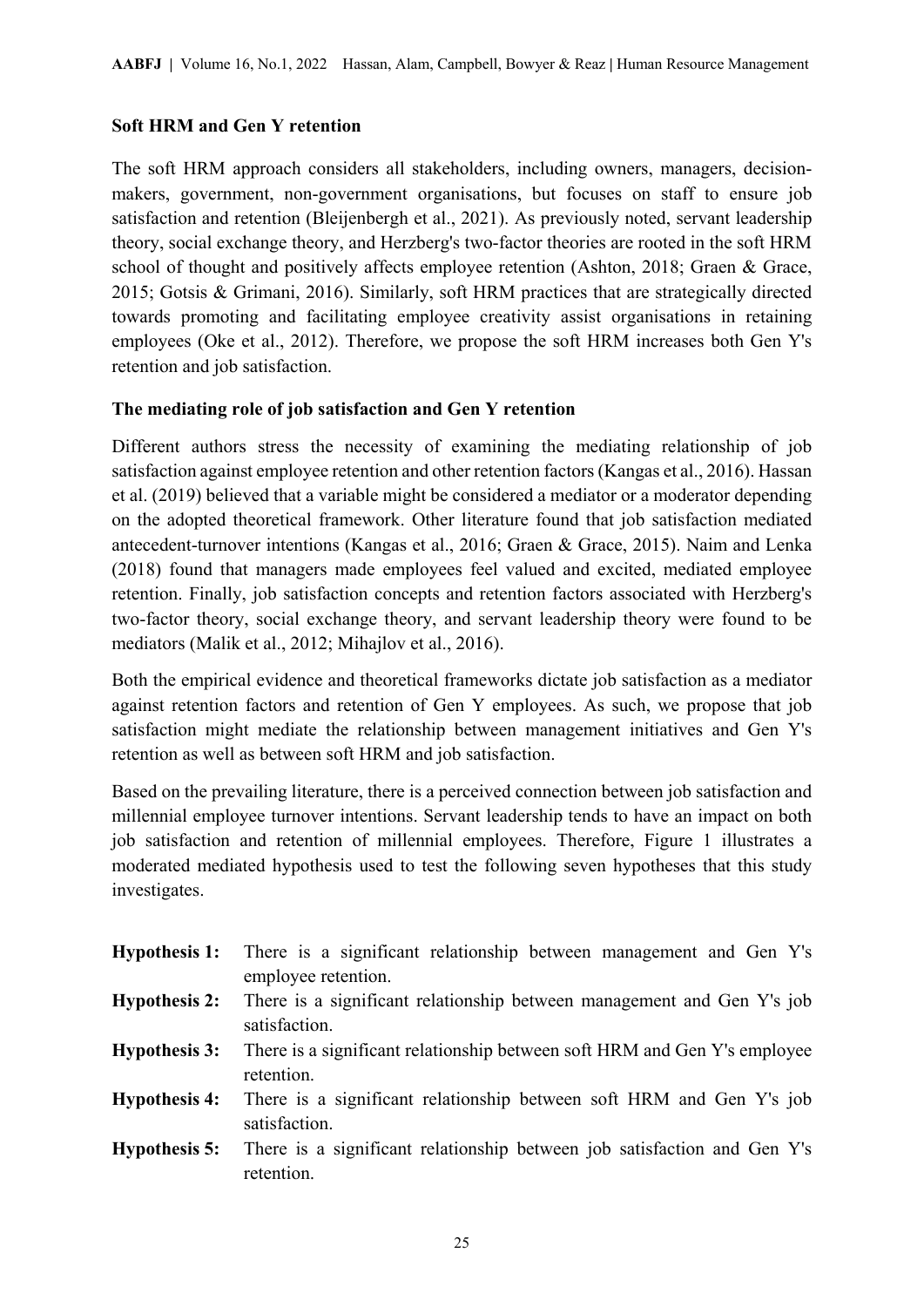### Soft HRM and Gen Y retention

The soft HRM approach considers all stakeholders, including owners, managers, decision-makers, government, non-government organisations, but focuses on staff to ensure job satisfaction and retention (Bleijenbergh et al., 2021). As previously noted, servant leadership theory, social exchange theory, and Herzberg's two-factor theories are rooted in the soft HRM school of thought and positively affects employee retention (Ashton, 2018; Graen & Grace, 2015; Gotsis & Grimani, 2016). Similarly, soft HRM practices that are strategically directed towards promoting and facilitating employee creativity assist organisations in retaining employees (Oke et al., 2012). Therefore, we propose the soft HRM increases both Gen Y's retention and job satisfaction.

### The mediating role of job satisfaction and Gen Y retention

Different authors stress the necessity of examining the mediating relationship of job satisfaction against employee retention and other retention factors (Kangas et al., 2016). Hassan et al. (2019) believed that a variable might be considered a mediator or a moderator depending on the adopted theoretical framework. Other literature found that job satisfaction mediated antecedent-turnover intentions (Kangas et al., 2016; Graen & Grace, 2015). Naim and Lenka (2018) found that managers made employees feel valued and excited, mediated employee retention. Finally, job satisfaction concepts and retention factors associated with Herzberg's two-factor theory, social exchange theory, and servant leadership theory were found to be mediators (Malik et al., 2012; Mihajlov et al., 2016).

Both the empirical evidence and theoretical frameworks dictate job satisfaction as a mediator against retention factors and retention of Gen Y employees. As such, we propose that job satisfaction might mediate the relationship between management initiatives and Gen Y's retention as well as between soft HRM and job satisfaction.

Based on the prevailing literature, there is a perceived connection between job satisfaction and millennial employee turnover intentions. Servant leadership tends to have an impact on both job satisfaction and retention of millennial employees. Therefore, Figure 1 illustrates a moderated mediated hypothesis used to test the following seven hypotheses that this study investigates.

**Hypothesis 1:** There is a significant relationship between management and Gen Y's employee retention.

**Hypothesis 2:** There is a significant relationship between management and Gen Y's job satisfaction.

**Hypothesis 3:** There is a significant relationship between soft HRM and Gen Y's employee retention.

**Hypothesis 4:** There is a significant relationship between soft HRM and Gen Y's job satisfaction.

**Hypothesis 5:** There is a significant relationship between job satisfaction and Gen Y's retention.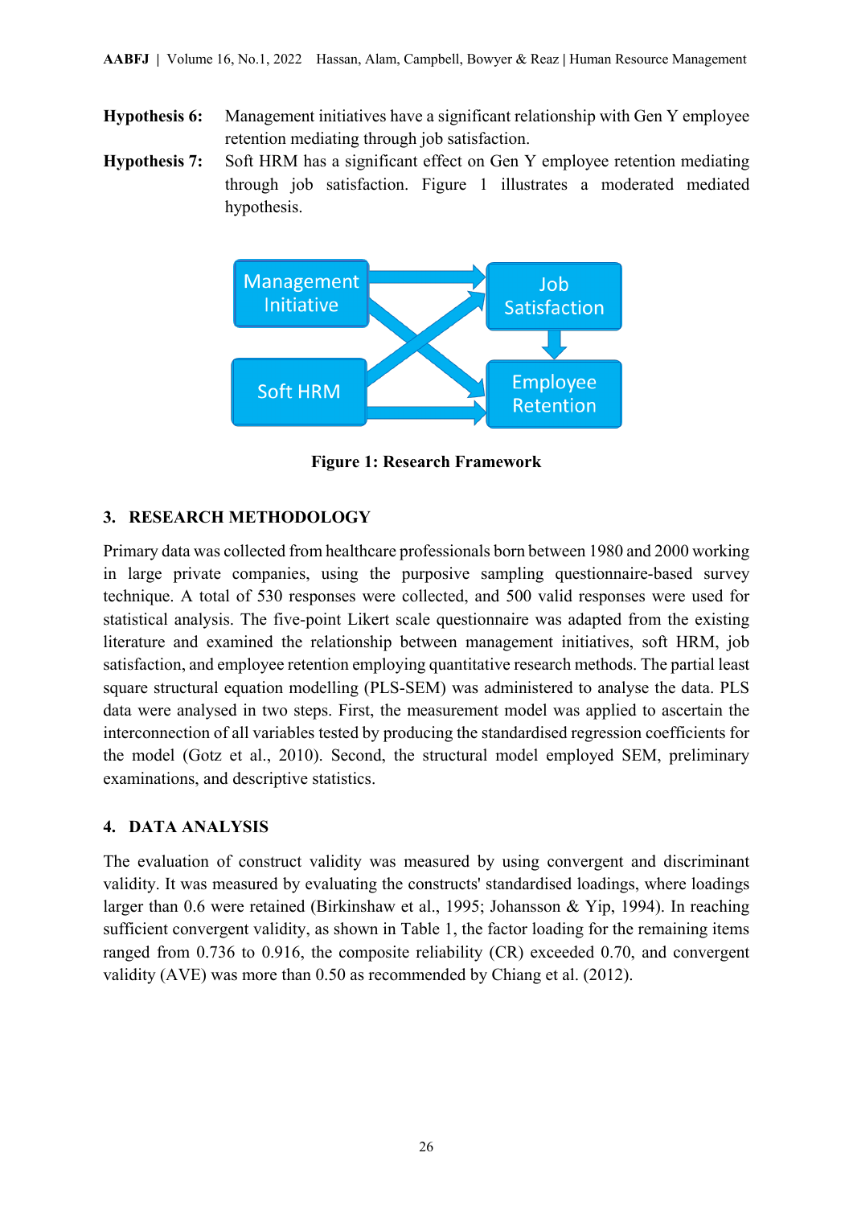**Hypothesis 6:** Management initiatives have a significant relationship with Gen Y employee retention mediating through job satisfaction.

**Hypothesis 7:** Soft HRM has a significant effect on Gen Y employee retention mediating through job satisfaction. Figure 1 illustrates a moderated mediated hypothesis.

Management Initiative

Soft HRM

Job Satisfaction

Employee Retention

**Figure 1: Research Framework**

## 3. RESEARCH METHODOLOGY

Primary data was collected from healthcare professionals born between 1980 and 2000 working in large private companies, using the purposive sampling questionnaire-based survey technique. A total of 530 responses were collected, and 500 valid responses were used for statistical analysis. The five-point Likert scale questionnaire was adapted from the existing literature and examined the relationship between management initiatives, soft HRM, job satisfaction, and employee retention employing quantitative research methods. The partial least square structural equation modelling (PLS-SEM) was administered to analyse the data. PLS data were analysed in two steps. First, the measurement model was applied to ascertain the interconnection of all variables tested by producing the standardised regression coefficients for the model (Gotz et al., 2010). Second, the structural model employed SEM, preliminary examinations, and descriptive statistics.

## 4. DATA ANALYSIS

The evaluation of construct validity was measured by using convergent and discriminant validity. It was measured by evaluating the constructs' standardised loadings, where loadings larger than 0.6 were retained (Birkinshaw et al., 1995; Johansson & Yip, 1994). In reaching sufficient convergent validity, as shown in Table 1, the factor loading for the remaining items ranged from 0.736 to 0.916, the composite reliability (CR) exceeded 0.70, and convergent validity (AVE) was more than 0.50 as recommended by Chiang et al. (2012).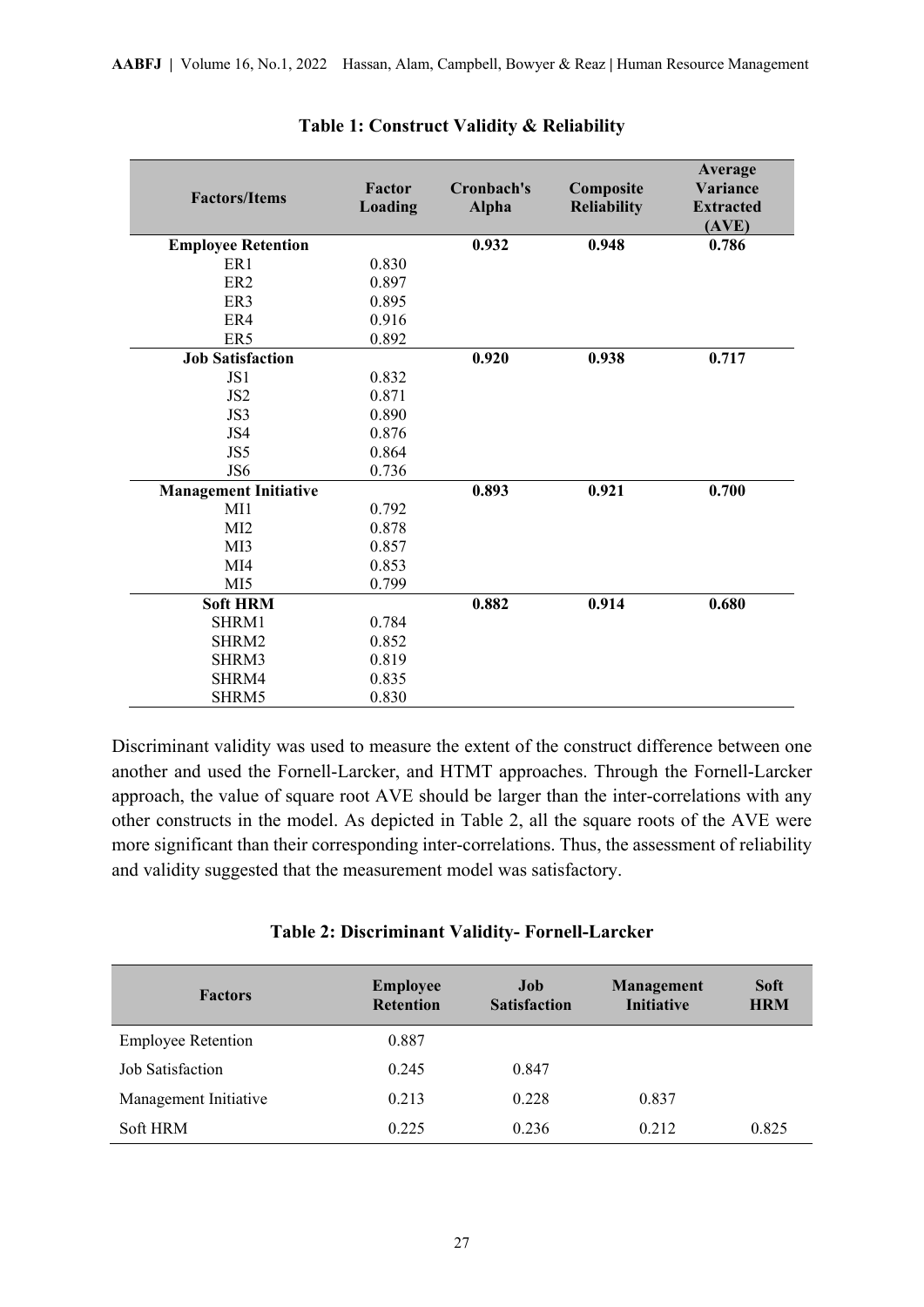**Table 1: Construct Validity & Reliability**

| Factors/Items | Factor Loading | Cronbach's Alpha | Composite Reliability | Average Variance Extracted (AVE) |
|---|---|---|---|---|
| **Employee Retention** | | **0.932** | **0.948** | **0.786** |
| ER1 | 0.830 | | | |
| ER2 | 0.897 | | | |
| ER3 | 0.895 | | | |
| ER4 | 0.916 | | | |
| ER5 | 0.892 | | | |
| **Job Satisfaction** | | **0.920** | **0.938** | **0.717** |
| JS1 | 0.832 | | | |
| JS2 | 0.871 | | | |
| JS3 | 0.890 | | | |
| JS4 | 0.876 | | | |
| JS5 | 0.864 | | | |
| JS6 | 0.736 | | | |
| **Management Initiative** | | **0.893** | **0.921** | **0.700** |
| MI1 | 0.792 | | | |
| MI2 | 0.878 | | | |
| MI3 | 0.857 | | | |
| MI4 | 0.853 | | | |
| MI5 | 0.799 | | | |
| **Soft HRM** | | **0.882** | **0.914** | **0.680** |
| SHRM1 | 0.784 | | | |
| SHRM2 | 0.852 | | | |
| SHRM3 | 0.819 | | | |
| SHRM4 | 0.835 | | | |
| SHRM5 | 0.830 | | | |

Discriminant validity was used to measure the extent of the construct difference between one another and used the Fornell-Larcker, and HTMT approaches. Through the Fornell-Larcker approach, the value of square root AVE should be larger than the inter-correlations with any other constructs in the model. As depicted in Table 2, all the square roots of the AVE were more significant than their corresponding inter-correlations. Thus, the assessment of reliability and validity suggested that the measurement model was satisfactory.

**Table 2: Discriminant Validity- Fornell-Larcker**

| Factors | Employee Retention | Job Satisfaction | Management Initiative | Soft HRM |
|---|---|---|---|---|
| Employee Retention | 0.887 | | | |
| Job Satisfaction | 0.245 | 0.847 | | |
| Management Initiative | 0.213 | 0.228 | 0.837 | |
| Soft HRM | 0.225 | 0.236 | 0.212 | 0.825 |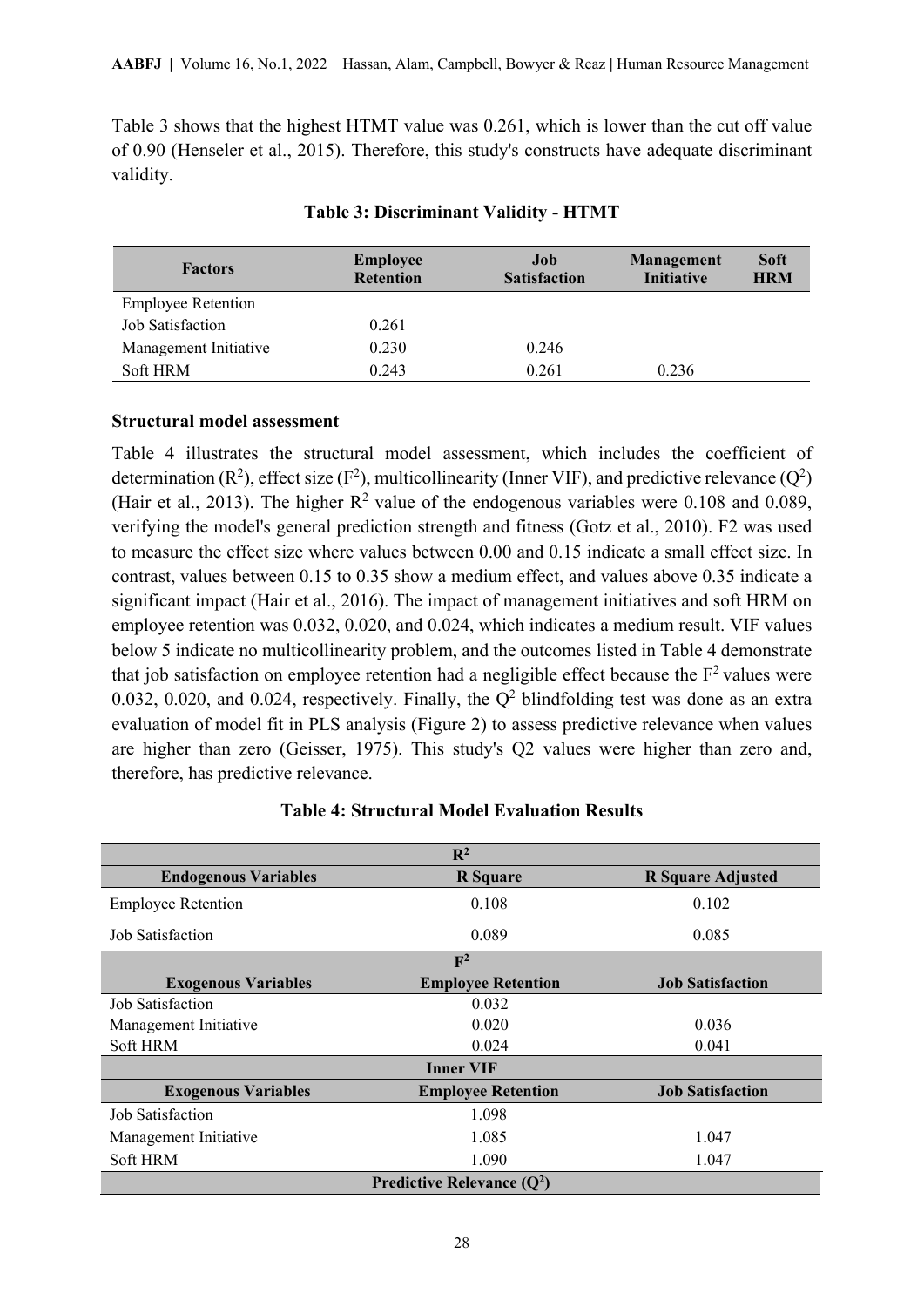Table 3 shows that the highest HTMT value was 0.261, which is lower than the cut off value of 0.90 (Henseler et al., 2015). Therefore, this study's constructs have adequate discriminant validity.

**Table 3: Discriminant Validity - HTMT**

| Factors | Employee Retention | Job Satisfaction | Management Initiative | Soft HRM |
|---|---|---|---|---|
| Employee Retention | | | | |
| Job Satisfaction | 0.261 | | | |
| Management Initiative | 0.230 | 0.246 | | |
| Soft HRM | 0.243 | 0.261 | 0.236 | |

**Structural model assessment**

Table 4 illustrates the structural model assessment, which includes the coefficient of determination ($R^2$), effect size ($F^2$), multicollinearity (Inner VIF), and predictive relevance ($Q^2$) (Hair et al., 2013). The higher $R^2$ value of the endogenous variables were 0.108 and 0.089, verifying the model's general prediction strength and fitness (Gotz et al., 2010). F2 was used to measure the effect size where values between 0.00 and 0.15 indicate a small effect size. In contrast, values between 0.15 to 0.35 show a medium effect, and values above 0.35 indicate a significant impact (Hair et al., 2016). The impact of management initiatives and soft HRM on employee retention was 0.032, 0.020, and 0.024, which indicates a medium result. VIF values below 5 indicate no multicollinearity problem, and the outcomes listed in Table 4 demonstrate that job satisfaction on employee retention had a negligible effect because the $F^2$ values were 0.032, 0.020, and 0.024, respectively. Finally, the $Q^2$ blindfolding test was done as an extra evaluation of model fit in PLS analysis (Figure 2) to assess predictive relevance when values are higher than zero (Geisser, 1975). This study's Q2 values were higher than zero and, therefore, has predictive relevance.

**Table 4: Structural Model Evaluation Results**

| | $R^2$ | |
|---|---|---|
| **Endogenous Variables** | **R Square** | **R Square Adjusted** |
| Employee Retention | 0.108 | 0.102 |
| Job Satisfaction | 0.089 | 0.085 |
| | $F^2$ | |
| **Exogenous Variables** | **Employee Retention** | **Job Satisfaction** |
| Job Satisfaction | 0.032 | |
| Management Initiative | 0.020 | 0.036 |
| Soft HRM | 0.024 | 0.041 |
| | **Inner VIF** | |
| **Exogenous Variables** | **Employee Retention** | **Job Satisfaction** |
| Job Satisfaction | 1.098 | |
| Management Initiative | 1.085 | 1.047 |
| Soft HRM | 1.090 | 1.047 |
| | **Predictive Relevance ($Q^2$)** | |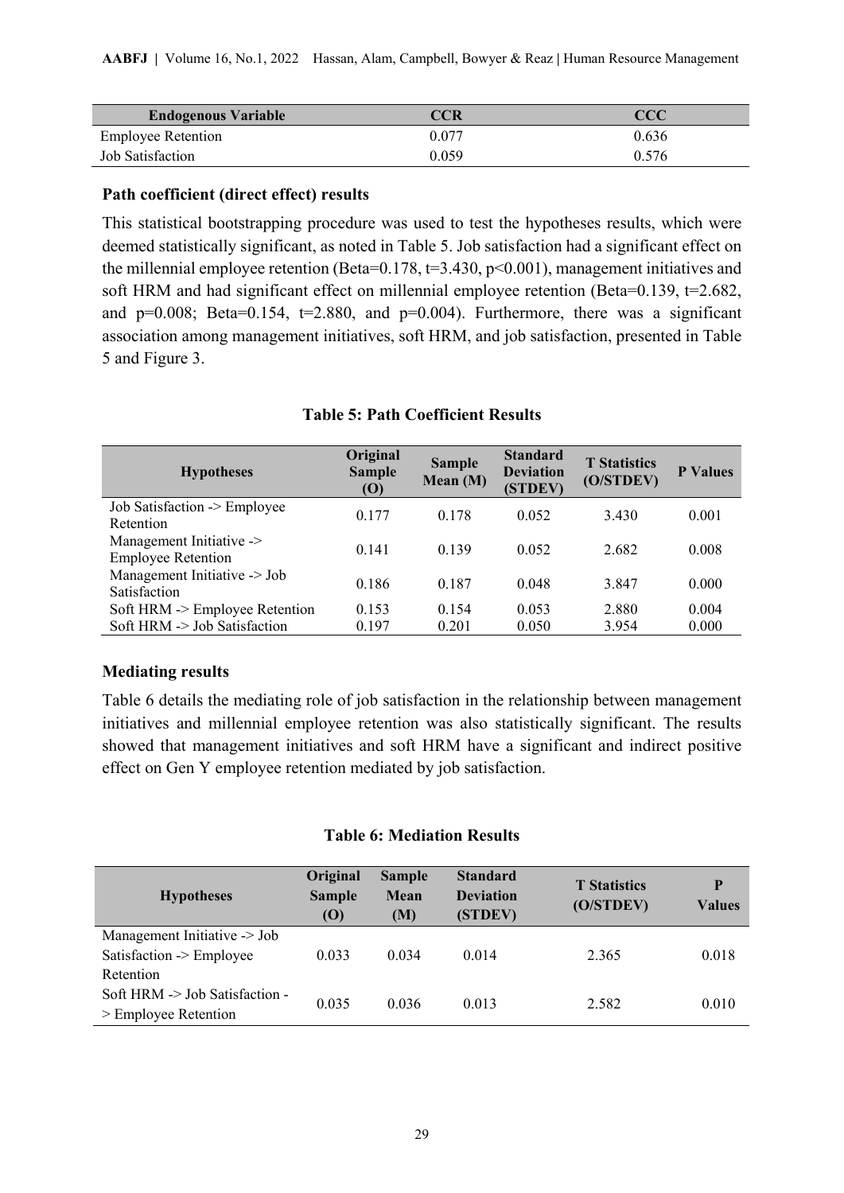| Endogenous Variable | CCR | CCC |
|---|---|---|
| Employee Retention | 0.077 | 0.636 |
| Job Satisfaction | 0.059 | 0.576 |

**Path coefficient (direct effect) results**

This statistical bootstrapping procedure was used to test the hypotheses results, which were deemed statistically significant, as noted in Table 5. Job satisfaction had a significant effect on the millennial employee retention (Beta=0.178, t=3.430, p<0.001), management initiatives and soft HRM and had significant effect on millennial employee retention (Beta=0.139, t=2.682, and p=0.008; Beta=0.154, t=2.880, and p=0.004). Furthermore, there was a significant association among management initiatives, soft HRM, and job satisfaction, presented in Table 5 and Figure 3.

**Table 5: Path Coefficient Results**

| Hypotheses | Original Sample (O) | Sample Mean (M) | Standard Deviation (STDEV) | T Statistics (O/STDEV) | P Values |
|---|---|---|---|---|---|
| Job Satisfaction -> Employee Retention | 0.177 | 0.178 | 0.052 | 3.430 | 0.001 |
| Management Initiative -> Employee Retention | 0.141 | 0.139 | 0.052 | 2.682 | 0.008 |
| Management Initiative -> Job Satisfaction | 0.186 | 0.187 | 0.048 | 3.847 | 0.000 |
| Soft HRM -> Employee Retention | 0.153 | 0.154 | 0.053 | 2.880 | 0.004 |
| Soft HRM -> Job Satisfaction | 0.197 | 0.201 | 0.050 | 3.954 | 0.000 |

**Mediating results**

Table 6 details the mediating role of job satisfaction in the relationship between management initiatives and millennial employee retention was also statistically significant. The results showed that management initiatives and soft HRM have a significant and indirect positive effect on Gen Y employee retention mediated by job satisfaction.

**Table 6: Mediation Results**

| Hypotheses | Original Sample (O) | Sample Mean (M) | Standard Deviation (STDEV) | T Statistics (O/STDEV) | P Values |
|---|---|---|---|---|---|
| Management Initiative -> Job Satisfaction -> Employee Retention | 0.033 | 0.034 | 0.014 | 2.365 | 0.018 |
| Soft HRM -> Job Satisfaction -> Employee Retention | 0.035 | 0.036 | 0.013 | 2.582 | 0.010 |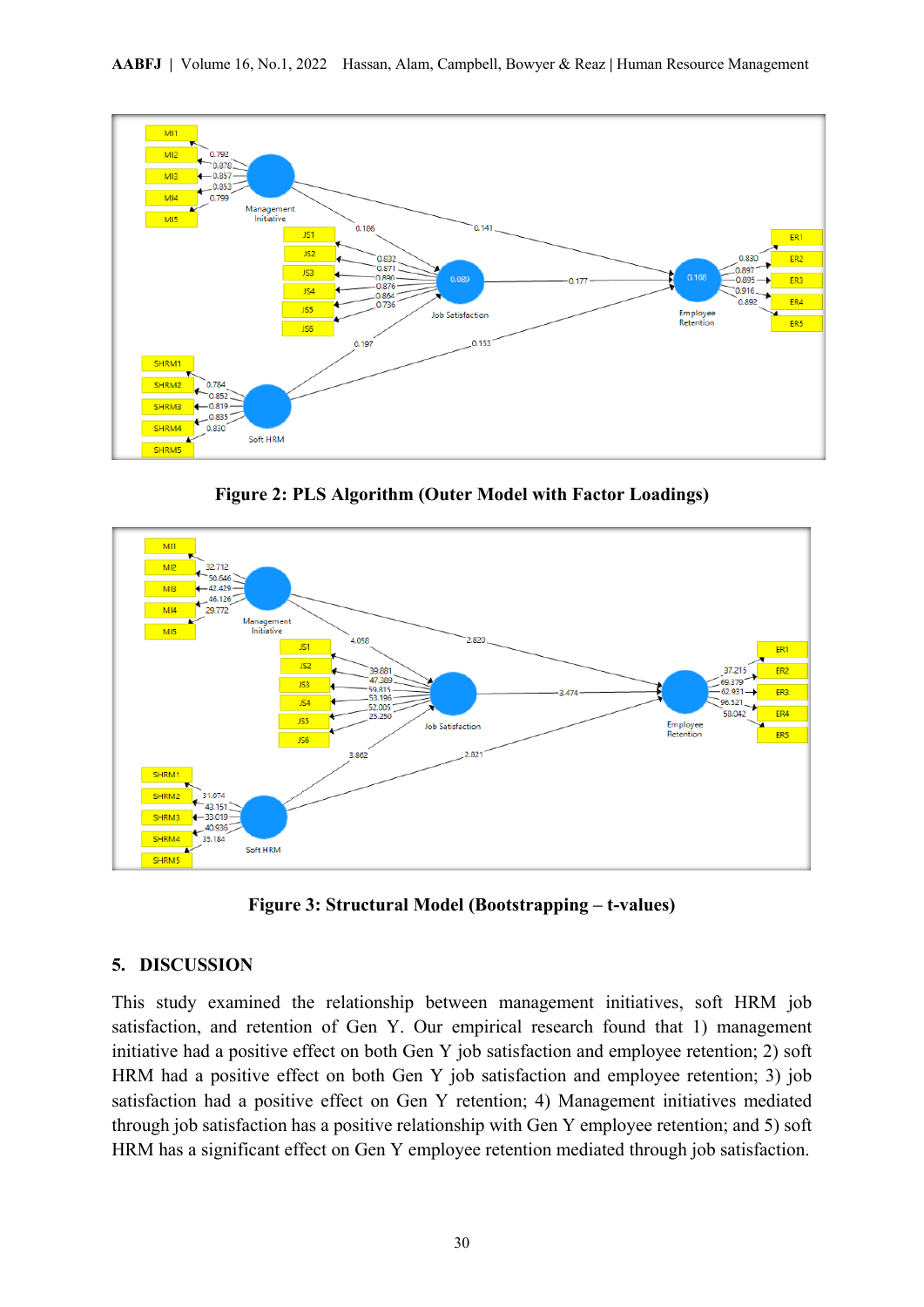MI1
MI2
MI3
MI4
MI5
0.792
0.878
0.857
0.853
0.799
Management Initiative
JS1
JS2
JS3
JS4
JS5
JS6
0.832
0.871
0.890
0.876
0.864
0.736
0.186
0.141
0.089
Job Satisfaction
0.177
0.106
Employee Retention
ER1
ER2
ER3
ER4
ER5
0.830
0.897
0.895
0.916
0.892
0.197
0.153
SHRM1
SHRM2
SHRM3
SHRM4
SHRM5
0.784
0.852
0.819
0.835
0.830
Soft HRM

**Figure 2: PLS Algorithm (Outer Model with Factor Loadings)**

MI1
MI2
MI3
MI4
MI5
32.712
50.646
42.429
46.126
29.772
Management Initiative
JS1
JS2
JS3
JS4
JS5
JS6
39.681
47.389
59.815
53.196
52.005
25.250
4.058
2.820
Job Satisfaction
3.474
Employee Retention
ER1
ER2
ER3
ER4
ER5
37.215
69.379
62.931
96.521
58.042
3.862
2.821
SHRM1
SHRM2
SHRM3
SHRM4
SHRM5
31.074
43.151
33.019
40.936
35.184
Soft HRM

**Figure 3: Structural Model (Bootstrapping – t-values)**

## 5. DISCUSSION

This study examined the relationship between management initiatives, soft HRM job satisfaction, and retention of Gen Y. Our empirical research found that 1) management initiative had a positive effect on both Gen Y job satisfaction and employee retention; 2) soft HRM had a positive effect on both Gen Y job satisfaction and employee retention; 3) job satisfaction had a positive effect on Gen Y retention; 4) Management initiatives mediated through job satisfaction has a positive relationship with Gen Y employee retention; and 5) soft HRM has a significant effect on Gen Y employee retention mediated through job satisfaction.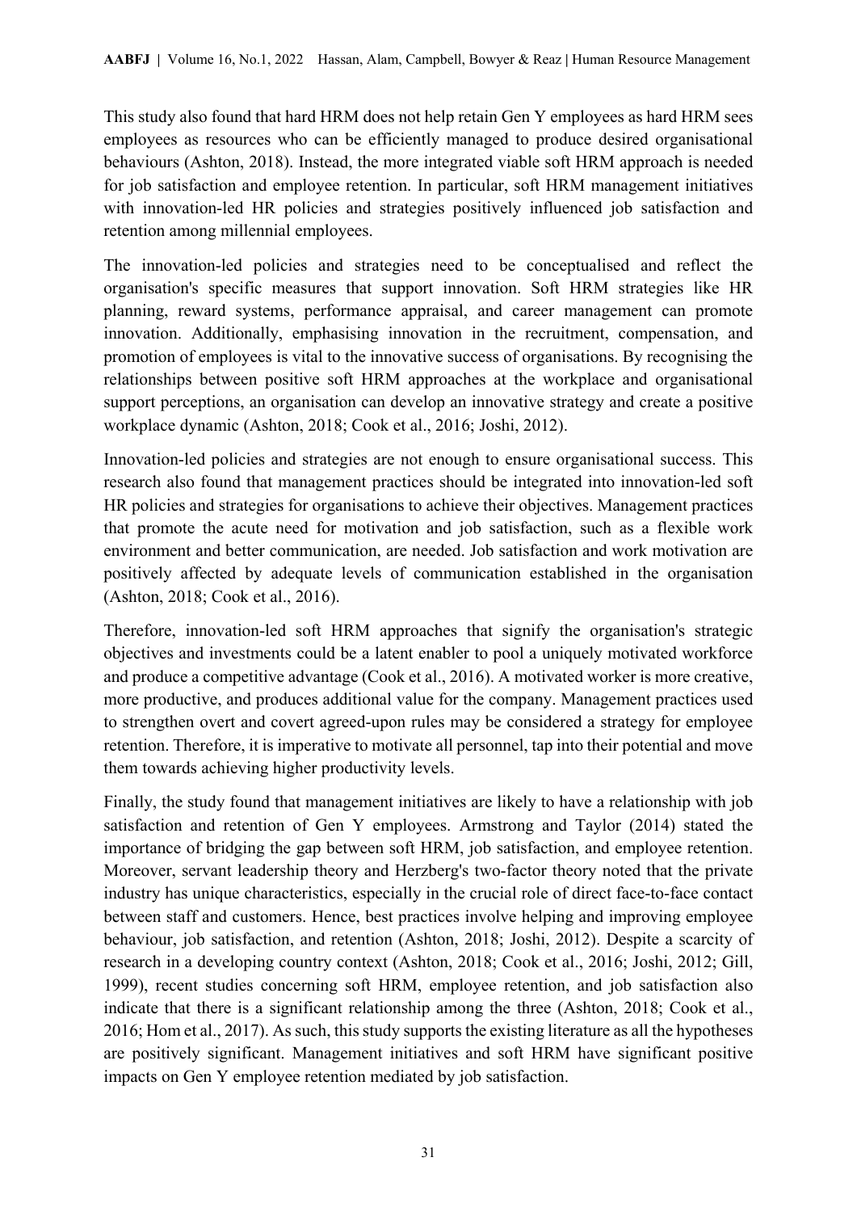This study also found that hard HRM does not help retain Gen Y employees as hard HRM sees employees as resources who can be efficiently managed to produce desired organisational behaviours (Ashton, 2018). Instead, the more integrated viable soft HRM approach is needed for job satisfaction and employee retention. In particular, soft HRM management initiatives with innovation-led HR policies and strategies positively influenced job satisfaction and retention among millennial employees.

The innovation-led policies and strategies need to be conceptualised and reflect the organisation's specific measures that support innovation. Soft HRM strategies like HR planning, reward systems, performance appraisal, and career management can promote innovation. Additionally, emphasising innovation in the recruitment, compensation, and promotion of employees is vital to the innovative success of organisations. By recognising the relationships between positive soft HRM approaches at the workplace and organisational support perceptions, an organisation can develop an innovative strategy and create a positive workplace dynamic (Ashton, 2018; Cook et al., 2016; Joshi, 2012).

Innovation-led policies and strategies are not enough to ensure organisational success. This research also found that management practices should be integrated into innovation-led soft HR policies and strategies for organisations to achieve their objectives. Management practices that promote the acute need for motivation and job satisfaction, such as a flexible work environment and better communication, are needed. Job satisfaction and work motivation are positively affected by adequate levels of communication established in the organisation (Ashton, 2018; Cook et al., 2016).

Therefore, innovation-led soft HRM approaches that signify the organisation's strategic objectives and investments could be a latent enabler to pool a uniquely motivated workforce and produce a competitive advantage (Cook et al., 2016). A motivated worker is more creative, more productive, and produces additional value for the company. Management practices used to strengthen overt and covert agreed-upon rules may be considered a strategy for employee retention. Therefore, it is imperative to motivate all personnel, tap into their potential and move them towards achieving higher productivity levels.

Finally, the study found that management initiatives are likely to have a relationship with job satisfaction and retention of Gen Y employees. Armstrong and Taylor (2014) stated the importance of bridging the gap between soft HRM, job satisfaction, and employee retention. Moreover, servant leadership theory and Herzberg's two-factor theory noted that the private industry has unique characteristics, especially in the crucial role of direct face-to-face contact between staff and customers. Hence, best practices involve helping and improving employee behaviour, job satisfaction, and retention (Ashton, 2018; Joshi, 2012). Despite a scarcity of research in a developing country context (Ashton, 2018; Cook et al., 2016; Joshi, 2012; Gill, 1999), recent studies concerning soft HRM, employee retention, and job satisfaction also indicate that there is a significant relationship among the three (Ashton, 2018; Cook et al., 2016; Hom et al., 2017). As such, this study supports the existing literature as all the hypotheses are positively significant. Management initiatives and soft HRM have significant positive impacts on Gen Y employee retention mediated by job satisfaction.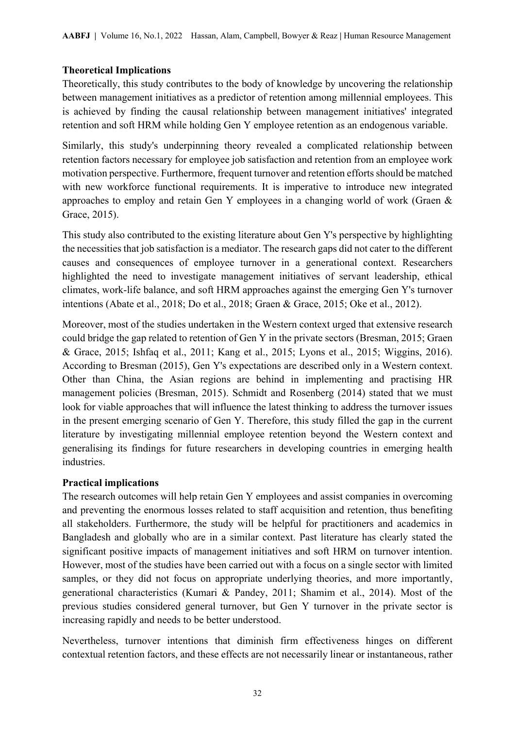### Theoretical Implications

Theoretically, this study contributes to the body of knowledge by uncovering the relationship between management initiatives as a predictor of retention among millennial employees. This is achieved by finding the causal relationship between management initiatives' integrated retention and soft HRM while holding Gen Y employee retention as an endogenous variable.

Similarly, this study's underpinning theory revealed a complicated relationship between retention factors necessary for employee job satisfaction and retention from an employee work motivation perspective. Furthermore, frequent turnover and retention efforts should be matched with new workforce functional requirements. It is imperative to introduce new integrated approaches to employ and retain Gen Y employees in a changing world of work (Graen & Grace, 2015).

This study also contributed to the existing literature about Gen Y's perspective by highlighting the necessities that job satisfaction is a mediator. The research gaps did not cater to the different causes and consequences of employee turnover in a generational context. Researchers highlighted the need to investigate management initiatives of servant leadership, ethical climates, work-life balance, and soft HRM approaches against the emerging Gen Y's turnover intentions (Abate et al., 2018; Do et al., 2018; Graen & Grace, 2015; Oke et al., 2012).

Moreover, most of the studies undertaken in the Western context urged that extensive research could bridge the gap related to retention of Gen Y in the private sectors (Bresman, 2015; Graen & Grace, 2015; Ishfaq et al., 2011; Kang et al., 2015; Lyons et al., 2015; Wiggins, 2016). According to Bresman (2015), Gen Y's expectations are described only in a Western context. Other than China, the Asian regions are behind in implementing and practising HR management policies (Bresman, 2015). Schmidt and Rosenberg (2014) stated that we must look for viable approaches that will influence the latest thinking to address the turnover issues in the present emerging scenario of Gen Y. Therefore, this study filled the gap in the current literature by investigating millennial employee retention beyond the Western context and generalising its findings for future researchers in developing countries in emerging health industries.

### Practical implications

The research outcomes will help retain Gen Y employees and assist companies in overcoming and preventing the enormous losses related to staff acquisition and retention, thus benefiting all stakeholders. Furthermore, the study will be helpful for practitioners and academics in Bangladesh and globally who are in a similar context. Past literature has clearly stated the significant positive impacts of management initiatives and soft HRM on turnover intention. However, most of the studies have been carried out with a focus on a single sector with limited samples, or they did not focus on appropriate underlying theories, and more importantly, generational characteristics (Kumari & Pandey, 2011; Shamim et al., 2014). Most of the previous studies considered general turnover, but Gen Y turnover in the private sector is increasing rapidly and needs to be better understood.

Nevertheless, turnover intentions that diminish firm effectiveness hinges on different contextual retention factors, and these effects are not necessarily linear or instantaneous, rather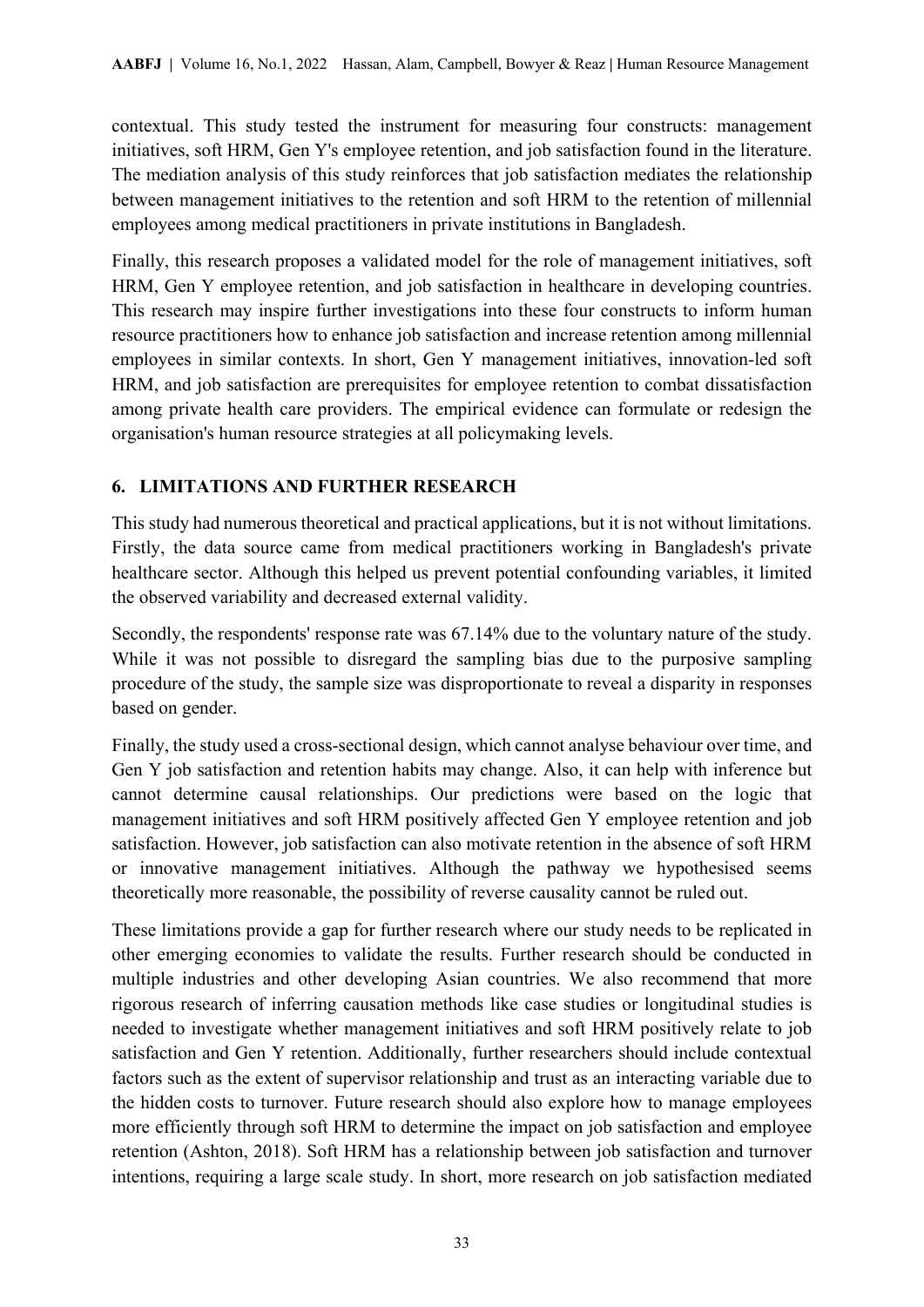contextual. This study tested the instrument for measuring four constructs: management initiatives, soft HRM, Gen Y's employee retention, and job satisfaction found in the literature. The mediation analysis of this study reinforces that job satisfaction mediates the relationship between management initiatives to the retention and soft HRM to the retention of millennial employees among medical practitioners in private institutions in Bangladesh.

Finally, this research proposes a validated model for the role of management initiatives, soft HRM, Gen Y employee retention, and job satisfaction in healthcare in developing countries. This research may inspire further investigations into these four constructs to inform human resource practitioners how to enhance job satisfaction and increase retention among millennial employees in similar contexts. In short, Gen Y management initiatives, innovation-led soft HRM, and job satisfaction are prerequisites for employee retention to combat dissatisfaction among private health care providers. The empirical evidence can formulate or redesign the organisation's human resource strategies at all policymaking levels.

## 6. LIMITATIONS AND FURTHER RESEARCH

This study had numerous theoretical and practical applications, but it is not without limitations. Firstly, the data source came from medical practitioners working in Bangladesh's private healthcare sector. Although this helped us prevent potential confounding variables, it limited the observed variability and decreased external validity.

Secondly, the respondents' response rate was 67.14% due to the voluntary nature of the study. While it was not possible to disregard the sampling bias due to the purposive sampling procedure of the study, the sample size was disproportionate to reveal a disparity in responses based on gender.

Finally, the study used a cross-sectional design, which cannot analyse behaviour over time, and Gen Y job satisfaction and retention habits may change. Also, it can help with inference but cannot determine causal relationships. Our predictions were based on the logic that management initiatives and soft HRM positively affected Gen Y employee retention and job satisfaction. However, job satisfaction can also motivate retention in the absence of soft HRM or innovative management initiatives. Although the pathway we hypothesised seems theoretically more reasonable, the possibility of reverse causality cannot be ruled out.

These limitations provide a gap for further research where our study needs to be replicated in other emerging economies to validate the results. Further research should be conducted in multiple industries and other developing Asian countries. We also recommend that more rigorous research of inferring causation methods like case studies or longitudinal studies is needed to investigate whether management initiatives and soft HRM positively relate to job satisfaction and Gen Y retention. Additionally, further researchers should include contextual factors such as the extent of supervisor relationship and trust as an interacting variable due to the hidden costs to turnover. Future research should also explore how to manage employees more efficiently through soft HRM to determine the impact on job satisfaction and employee retention (Ashton, 2018). Soft HRM has a relationship between job satisfaction and turnover intentions, requiring a large scale study. In short, more research on job satisfaction mediated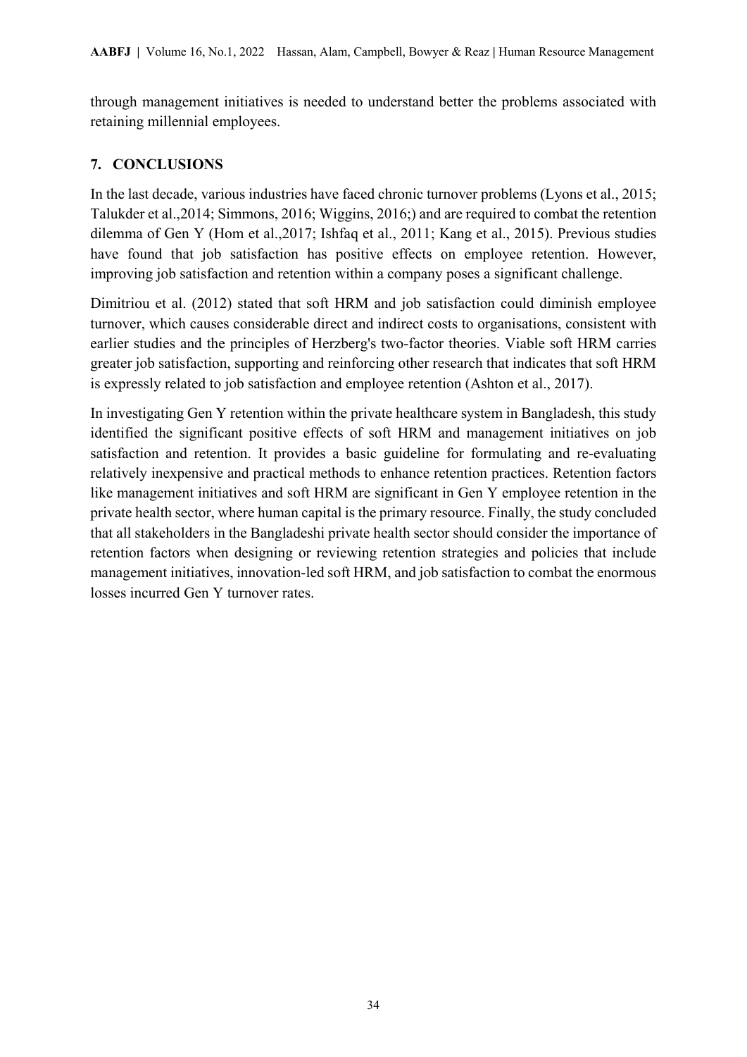through management initiatives is needed to understand better the problems associated with retaining millennial employees.

## 7. CONCLUSIONS

In the last decade, various industries have faced chronic turnover problems (Lyons et al., 2015; Talukder et al.,2014; Simmons, 2016; Wiggins, 2016;) and are required to combat the retention dilemma of Gen Y (Hom et al.,2017; Ishfaq et al., 2011; Kang et al., 2015). Previous studies have found that job satisfaction has positive effects on employee retention. However, improving job satisfaction and retention within a company poses a significant challenge.

Dimitriou et al. (2012) stated that soft HRM and job satisfaction could diminish employee turnover, which causes considerable direct and indirect costs to organisations, consistent with earlier studies and the principles of Herzberg's two-factor theories. Viable soft HRM carries greater job satisfaction, supporting and reinforcing other research that indicates that soft HRM is expressly related to job satisfaction and employee retention (Ashton et al., 2017).

In investigating Gen Y retention within the private healthcare system in Bangladesh, this study identified the significant positive effects of soft HRM and management initiatives on job satisfaction and retention. It provides a basic guideline for formulating and re-evaluating relatively inexpensive and practical methods to enhance retention practices. Retention factors like management initiatives and soft HRM are significant in Gen Y employee retention in the private health sector, where human capital is the primary resource. Finally, the study concluded that all stakeholders in the Bangladeshi private health sector should consider the importance of retention factors when designing or reviewing retention strategies and policies that include management initiatives, innovation-led soft HRM, and job satisfaction to combat the enormous losses incurred Gen Y turnover rates.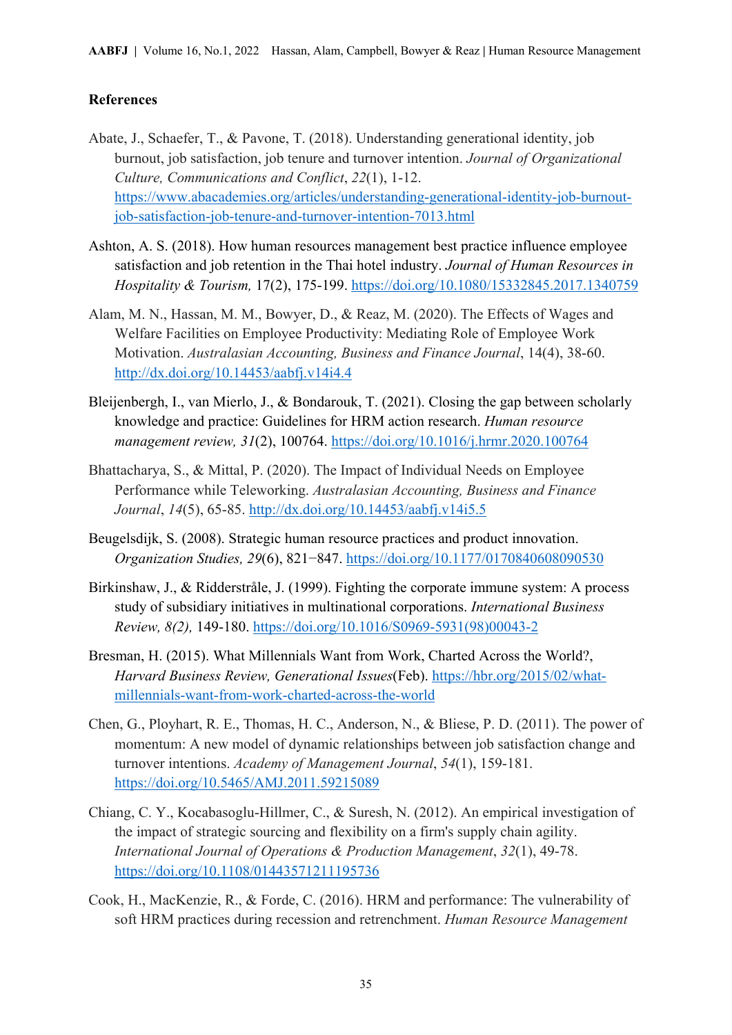## References

Abate, J., Schaefer, T., & Pavone, T. (2018). Understanding generational identity, job burnout, job satisfaction, job tenure and turnover intention. *Journal of Organizational Culture, Communications and Conflict*, *22*(1), 1-12. https://www.abacademies.org/articles/understanding-generational-identity-job-burnout-job-satisfaction-job-tenure-and-turnover-intention-7013.html

Ashton, A. S. (2018). How human resources management best practice influence employee satisfaction and job retention in the Thai hotel industry. *Journal of Human Resources in Hospitality & Tourism,* 17(2), 175-199. https://doi.org/10.1080/15332845.2017.1340759

Alam, M. N., Hassan, M. M., Bowyer, D., & Reaz, M. (2020). The Effects of Wages and Welfare Facilities on Employee Productivity: Mediating Role of Employee Work Motivation. *Australasian Accounting, Business and Finance Journal*, 14(4), 38-60. http://dx.doi.org/10.14453/aabfj.v14i4.4

Bleijenbergh, I., van Mierlo, J., & Bondarouk, T. (2021). Closing the gap between scholarly knowledge and practice: Guidelines for HRM action research. *Human resource management review, 31*(2), 100764. https://doi.org/10.1016/j.hrmr.2020.100764

Bhattacharya, S., & Mittal, P. (2020). The Impact of Individual Needs on Employee Performance while Teleworking. *Australasian Accounting, Business and Finance Journal*, *14*(5), 65-85. http://dx.doi.org/10.14453/aabfj.v14i5.5

Beugelsdijk, S. (2008). Strategic human resource practices and product innovation. *Organization Studies, 29*(6), 821−847. https://doi.org/10.1177/0170840608090530

Birkinshaw, J., & Ridderstråle, J. (1999). Fighting the corporate immune system: A process study of subsidiary initiatives in multinational corporations. *International Business Review, 8(2),* 149-180. https://doi.org/10.1016/S0969-5931(98)00043-2

Bresman, H. (2015). What Millennials Want from Work, Charted Across the World?, *Harvard Business Review, Generational Issues*(Feb). https://hbr.org/2015/02/what-millennials-want-from-work-charted-across-the-world

Chen, G., Ployhart, R. E., Thomas, H. C., Anderson, N., & Bliese, P. D. (2011). The power of momentum: A new model of dynamic relationships between job satisfaction change and turnover intentions. *Academy of Management Journal*, *54*(1), 159-181. https://doi.org/10.5465/AMJ.2011.59215089

Chiang, C. Y., Kocabasoglu-Hillmer, C., & Suresh, N. (2012). An empirical investigation of the impact of strategic sourcing and flexibility on a firm's supply chain agility. *International Journal of Operations & Production Management*, *32*(1), 49-78. https://doi.org/10.1108/01443571211195736

Cook, H., MacKenzie, R., & Forde, C. (2016). HRM and performance: The vulnerability of soft HRM practices during recession and retrenchment. *Human Resource Management*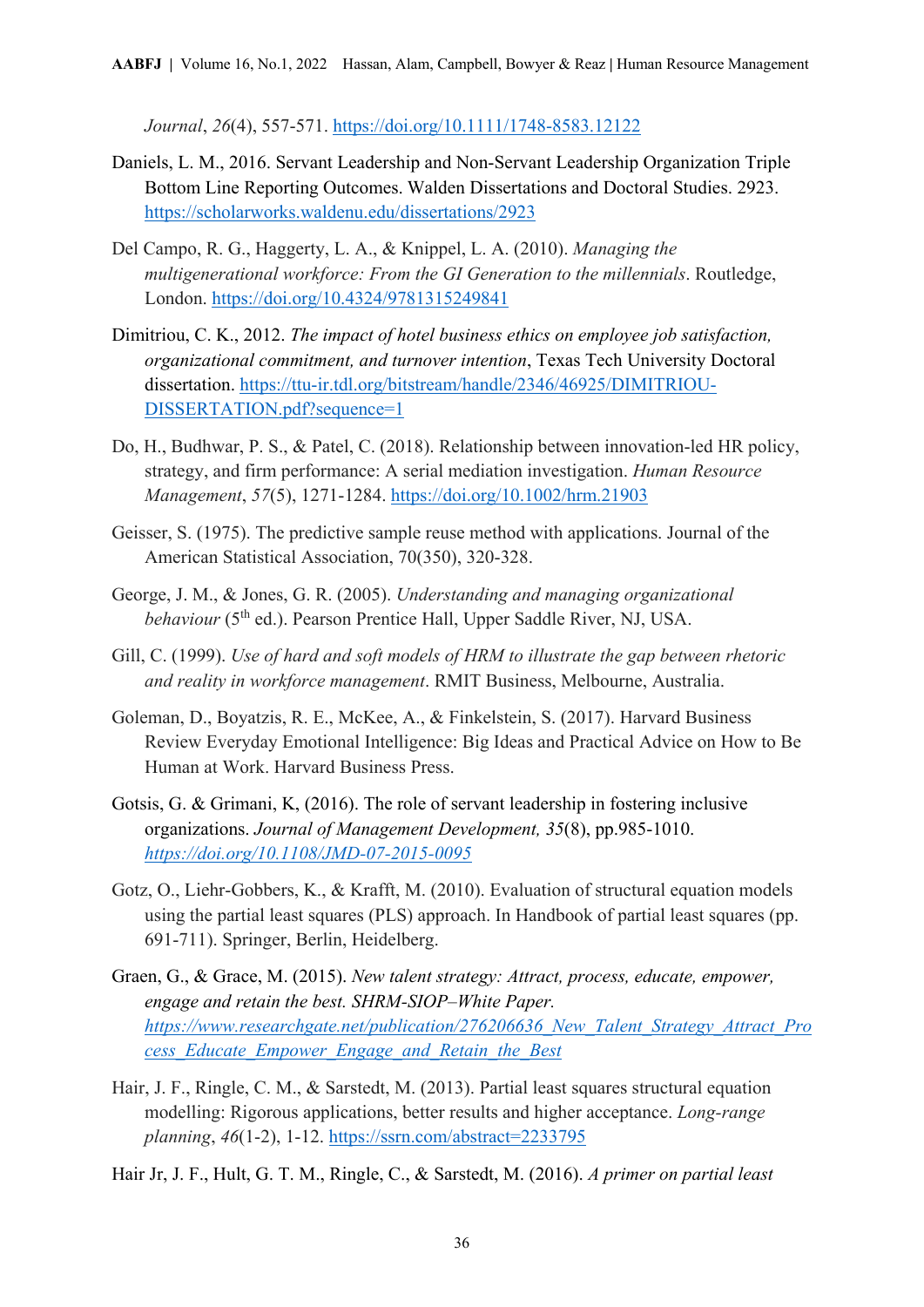*Journal*, *26*(4), 557-571. https://doi.org/10.1111/1748-8583.12122

Daniels, L. M., 2016. Servant Leadership and Non-Servant Leadership Organization Triple Bottom Line Reporting Outcomes. Walden Dissertations and Doctoral Studies. 2923. https://scholarworks.waldenu.edu/dissertations/2923

Del Campo, R. G., Haggerty, L. A., & Knippel, L. A. (2010). *Managing the multigenerational workforce: From the GI Generation to the millennials*. Routledge, London. https://doi.org/10.4324/9781315249841

Dimitriou, C. K., 2012. *The impact of hotel business ethics on employee job satisfaction, organizational commitment, and turnover intention*, Texas Tech University Doctoral dissertation. https://ttu-ir.tdl.org/bitstream/handle/2346/46925/DIMITRIOU-DISSERTATION.pdf?sequence=1

Do, H., Budhwar, P. S., & Patel, C. (2018). Relationship between innovation-led HR policy, strategy, and firm performance: A serial mediation investigation. *Human Resource Management*, *57*(5), 1271-1284. https://doi.org/10.1002/hrm.21903

Geisser, S. (1975). The predictive sample reuse method with applications. Journal of the American Statistical Association, 70(350), 320-328.

George, J. M., & Jones, G. R. (2005). *Understanding and managing organizational behaviour* (5th ed.). Pearson Prentice Hall, Upper Saddle River, NJ, USA.

Gill, C. (1999). *Use of hard and soft models of HRM to illustrate the gap between rhetoric and reality in workforce management*. RMIT Business, Melbourne, Australia.

Goleman, D., Boyatzis, R. E., McKee, A., & Finkelstein, S. (2017). Harvard Business Review Everyday Emotional Intelligence: Big Ideas and Practical Advice on How to Be Human at Work. Harvard Business Press.

Gotsis, G. & Grimani, K, (2016). The role of servant leadership in fostering inclusive organizations. *Journal of Management Development, 35*(8), pp.985-1010. *https://doi.org/10.1108/JMD-07-2015-0095*

Gotz, O., Liehr-Gobbers, K., & Krafft, M. (2010). Evaluation of structural equation models using the partial least squares (PLS) approach. In Handbook of partial least squares (pp. 691-711). Springer, Berlin, Heidelberg.

Graen, G., & Grace, M. (2015). *New talent strategy: Attract, process, educate, empower, engage and retain the best. SHRM-SIOP–White Paper. https://www.researchgate.net/publication/276206636_New_Talent_Strategy_Attract_Process_Educate_Empower_Engage_and_Retain_the_Best*

Hair, J. F., Ringle, C. M., & Sarstedt, M. (2013). Partial least squares structural equation modelling: Rigorous applications, better results and higher acceptance. *Long-range planning*, *46*(1-2), 1-12. https://ssrn.com/abstract=2233795

Hair Jr, J. F., Hult, G. T. M., Ringle, C., & Sarstedt, M. (2016). *A primer on partial least*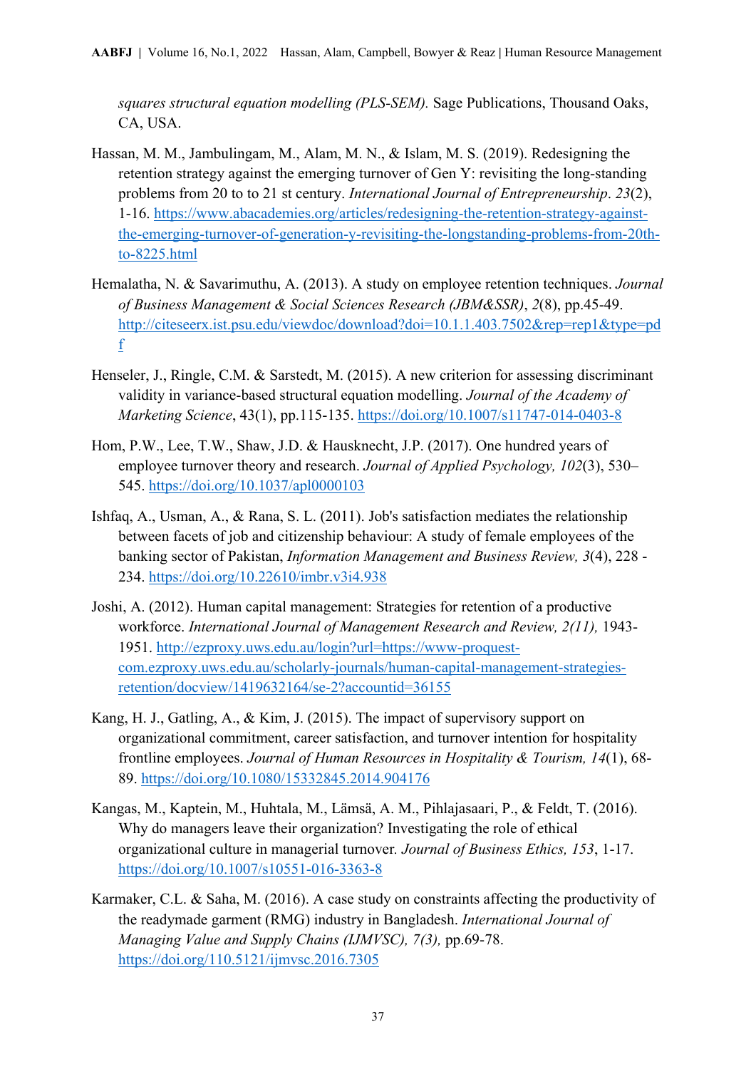*squares structural equation modelling (PLS-SEM).* Sage Publications, Thousand Oaks, CA, USA.

Hassan, M. M., Jambulingam, M., Alam, M. N., & Islam, M. S. (2019). Redesigning the retention strategy against the emerging turnover of Gen Y: revisiting the long-standing problems from 20 to to 21 st century. *International Journal of Entrepreneurship*. *23*(2), 1-16. https://www.abacademies.org/articles/redesigning-the-retention-strategy-against-the-emerging-turnover-of-generation-y-revisiting-the-longstanding-problems-from-20th-to-8225.html

Hemalatha, N. & Savarimuthu, A. (2013). A study on employee retention techniques. *Journal of Business Management & Social Sciences Research (JBM&SSR)*, *2*(8), pp.45-49. http://citeseerx.ist.psu.edu/viewdoc/download?doi=10.1.1.403.7502&rep=rep1&type=pdf

Henseler, J., Ringle, C.M. & Sarstedt, M. (2015). A new criterion for assessing discriminant validity in variance-based structural equation modelling. *Journal of the Academy of Marketing Science*, 43(1), pp.115-135. https://doi.org/10.1007/s11747-014-0403-8

Hom, P.W., Lee, T.W., Shaw, J.D. & Hausknecht, J.P. (2017). One hundred years of employee turnover theory and research. *Journal of Applied Psychology, 102*(3), 530–545. https://doi.org/10.1037/apl0000103

Ishfaq, A., Usman, A., & Rana, S. L. (2011). Job's satisfaction mediates the relationship between facets of job and citizenship behaviour: A study of female employees of the banking sector of Pakistan, *Information Management and Business Review, 3*(4), 228 - 234. https://doi.org/10.22610/imbr.v3i4.938

Joshi, A. (2012). Human capital management: Strategies for retention of a productive workforce. *International Journal of Management Research and Review, 2(11),* 1943-1951. http://ezproxy.uws.edu.au/login?url=https://www-proquest-com.ezproxy.uws.edu.au/scholarly-journals/human-capital-management-strategies-retention/docview/1419632164/se-2?accountid=36155

Kang, H. J., Gatling, A., & Kim, J. (2015). The impact of supervisory support on organizational commitment, career satisfaction, and turnover intention for hospitality frontline employees. *Journal of Human Resources in Hospitality & Tourism, 14*(1), 68-89. https://doi.org/10.1080/15332845.2014.904176

Kangas, M., Kaptein, M., Huhtala, M., Lämsä, A. M., Pihlajasaari, P., & Feldt, T. (2016). Why do managers leave their organization? Investigating the role of ethical organizational culture in managerial turnover. *Journal of Business Ethics, 153*, 1-17. https://doi.org/10.1007/s10551-016-3363-8

Karmaker, C.L. & Saha, M. (2016). A case study on constraints affecting the productivity of the readymade garment (RMG) industry in Bangladesh. *International Journal of Managing Value and Supply Chains (IJMVSC), 7(3),* pp.69-78. https://doi.org/110.5121/ijmvsc.2016.7305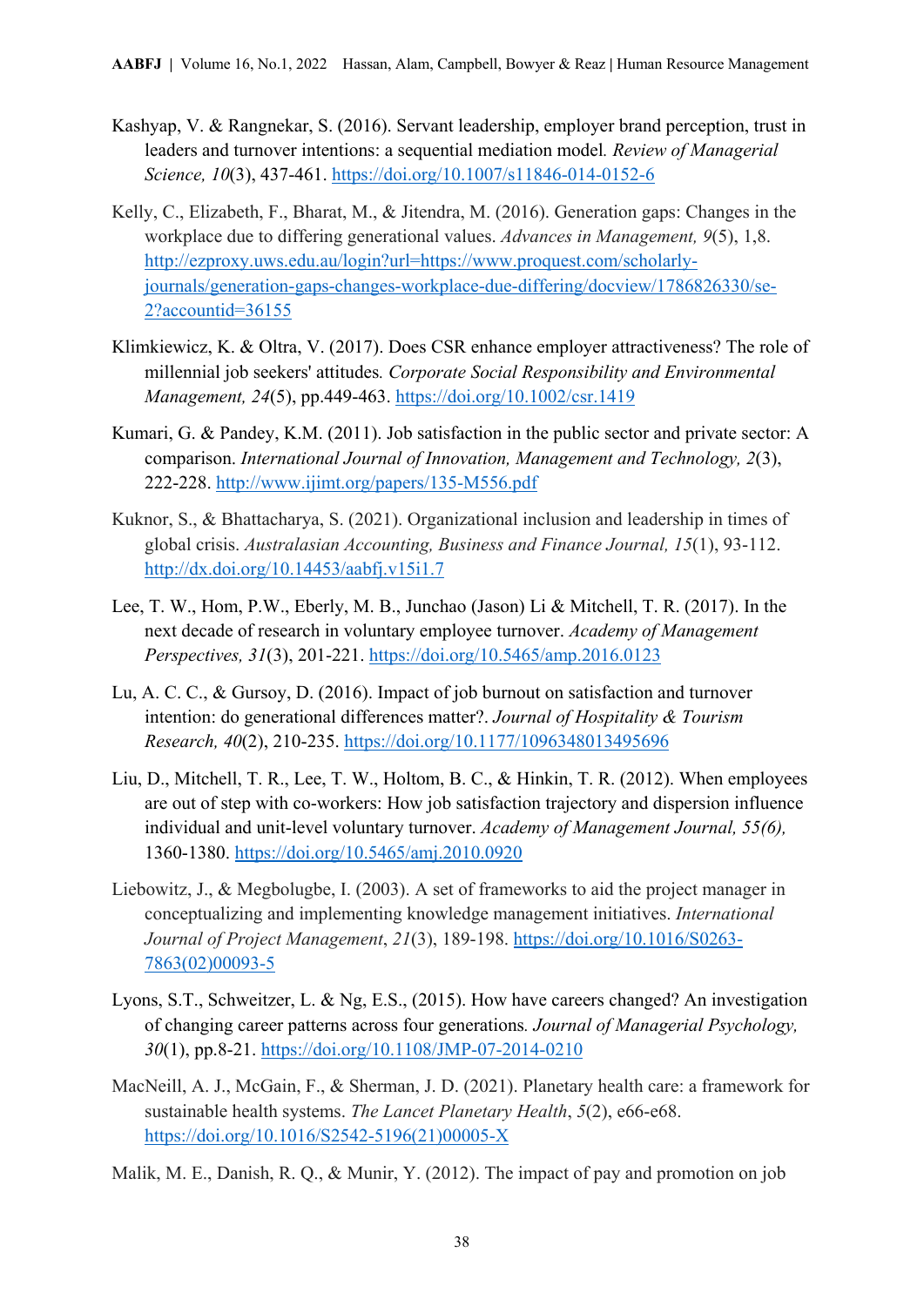Kashyap, V. & Rangnekar, S. (2016). Servant leadership, employer brand perception, trust in leaders and turnover intentions: a sequential mediation model. *Review of Managerial Science, 10*(3), 437-461. https://doi.org/10.1007/s11846-014-0152-6

Kelly, C., Elizabeth, F., Bharat, M., & Jitendra, M. (2016). Generation gaps: Changes in the workplace due to differing generational values. *Advances in Management, 9*(5), 1,8. http://ezproxy.uws.edu.au/login?url=https://www.proquest.com/scholarly-journals/generation-gaps-changes-workplace-due-differing/docview/1786826330/se-2?accountid=36155

Klimkiewicz, K. & Oltra, V. (2017). Does CSR enhance employer attractiveness? The role of millennial job seekers' attitudes. *Corporate Social Responsibility and Environmental Management, 24*(5), pp.449-463. https://doi.org/10.1002/csr.1419

Kumari, G. & Pandey, K.M. (2011). Job satisfaction in the public sector and private sector: A comparison. *International Journal of Innovation, Management and Technology, 2*(3), 222-228. http://www.ijimt.org/papers/135-M556.pdf

Kuknor, S., & Bhattacharya, S. (2021). Organizational inclusion and leadership in times of global crisis. *Australasian Accounting, Business and Finance Journal, 15*(1), 93-112. http://dx.doi.org/10.14453/aabfj.v15i1.7

Lee, T. W., Hom, P.W., Eberly, M. B., Junchao (Jason) Li & Mitchell, T. R. (2017). In the next decade of research in voluntary employee turnover. *Academy of Management Perspectives, 31*(3), 201-221. https://doi.org/10.5465/amp.2016.0123

Lu, A. C. C., & Gursoy, D. (2016). Impact of job burnout on satisfaction and turnover intention: do generational differences matter?. *Journal of Hospitality & Tourism Research, 40*(2), 210-235. https://doi.org/10.1177/1096348013495696

Liu, D., Mitchell, T. R., Lee, T. W., Holtom, B. C., & Hinkin, T. R. (2012). When employees are out of step with co-workers: How job satisfaction trajectory and dispersion influence individual and unit-level voluntary turnover. *Academy of Management Journal, 55(6),* 1360-1380. https://doi.org/10.5465/amj.2010.0920

Liebowitz, J., & Megbolugbe, I. (2003). A set of frameworks to aid the project manager in conceptualizing and implementing knowledge management initiatives. *International Journal of Project Management*, *21*(3), 189-198. https://doi.org/10.1016/S0263-7863(02)00093-5

Lyons, S.T., Schweitzer, L. & Ng, E.S., (2015). How have careers changed? An investigation of changing career patterns across four generations. *Journal of Managerial Psychology, 30*(1), pp.8-21. https://doi.org/10.1108/JMP-07-2014-0210

MacNeill, A. J., McGain, F., & Sherman, J. D. (2021). Planetary health care: a framework for sustainable health systems. *The Lancet Planetary Health*, *5*(2), e66-e68. https://doi.org/10.1016/S2542-5196(21)00005-X

Malik, M. E., Danish, R. Q., & Munir, Y. (2012). The impact of pay and promotion on job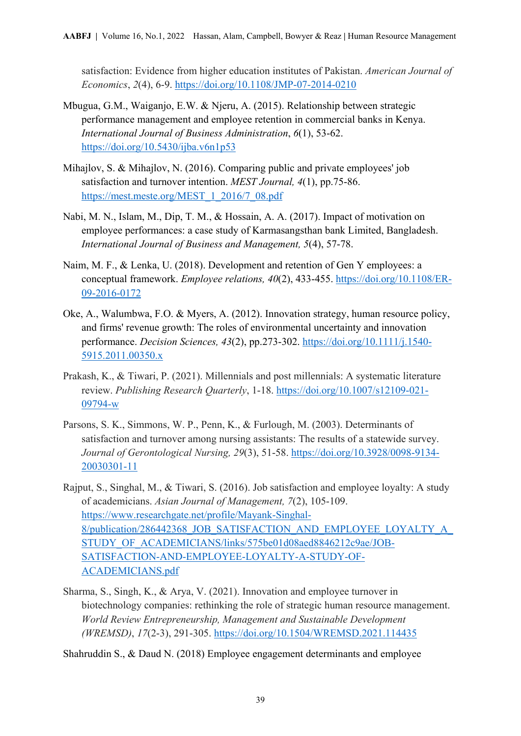satisfaction: Evidence from higher education institutes of Pakistan. *American Journal of Economics*, *2*(4), 6-9. https://doi.org/10.1108/JMP-07-2014-0210

Mbugua, G.M., Waiganjo, E.W. & Njeru, A. (2015). Relationship between strategic performance management and employee retention in commercial banks in Kenya. *International Journal of Business Administration*, *6*(1), 53-62. https://doi.org/10.5430/ijba.v6n1p53

Mihajlov, S. & Mihajlov, N. (2016). Comparing public and private employees' job satisfaction and turnover intention. *MEST Journal, 4*(1), pp.75-86. https://mest.meste.org/MEST_1_2016/7_08.pdf

Nabi, M. N., Islam, M., Dip, T. M., & Hossain, A. A. (2017). Impact of motivation on employee performances: a case study of Karmasangsthan bank Limited, Bangladesh. *International Journal of Business and Management, 5*(4), 57-78.

Naim, M. F., & Lenka, U. (2018). Development and retention of Gen Y employees: a conceptual framework. *Employee relations, 40*(2), 433-455. https://doi.org/10.1108/ER-09-2016-0172

Oke, A., Walumbwa, F.O. & Myers, A. (2012). Innovation strategy, human resource policy, and firms' revenue growth: The roles of environmental uncertainty and innovation performance. *Decision Sciences, 43*(2), pp.273-302. https://doi.org/10.1111/j.1540-5915.2011.00350.x

Prakash, K., & Tiwari, P. (2021). Millennials and post millennials: A systematic literature review. *Publishing Research Quarterly*, 1-18. https://doi.org/10.1007/s12109-021-09794-w

Parsons, S. K., Simmons, W. P., Penn, K., & Furlough, M. (2003). Determinants of satisfaction and turnover among nursing assistants: The results of a statewide survey. *Journal of Gerontological Nursing, 29*(3), 51-58. https://doi.org/10.3928/0098-9134-20030301-11

Rajput, S., Singhal, M., & Tiwari, S. (2016). Job satisfaction and employee loyalty: A study of academicians. *Asian Journal of Management, 7*(2), 105-109. https://www.researchgate.net/profile/Mayank-Singhal-8/publication/286442368_JOB_SATISFACTION_AND_EMPLOYEE_LOYALTY_A_STUDY_OF_ACADEMICIANS/links/575be01d08aed8846212c9ae/JOB-SATISFACTION-AND-EMPLOYEE-LOYALTY-A-STUDY-OF-ACADEMICIANS.pdf

Sharma, S., Singh, K., & Arya, V. (2021). Innovation and employee turnover in biotechnology companies: rethinking the role of strategic human resource management. *World Review Entrepreneurship, Management and Sustainable Development (WREMSD)*, *17*(2-3), 291-305. https://doi.org/10.1504/WREMSD.2021.114435

Shahruddin S., & Daud N. (2018) Employee engagement determinants and employee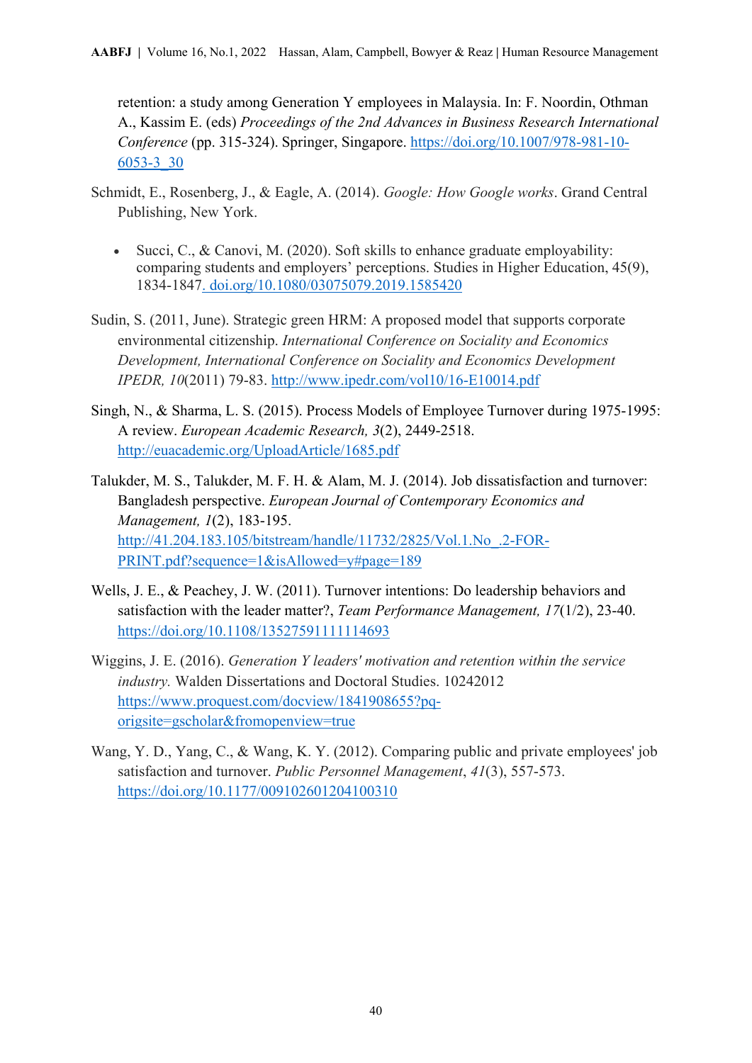retention: a study among Generation Y employees in Malaysia. In: F. Noordin, Othman A., Kassim E. (eds) *Proceedings of the 2nd Advances in Business Research International Conference* (pp. 315-324). Springer, Singapore. https://doi.org/10.1007/978-981-10-6053-3_30

Schmidt, E., Rosenberg, J., & Eagle, A. (2014). *Google: How Google works*. Grand Central Publishing, New York.

- Succi, C., & Canovi, M. (2020). Soft skills to enhance graduate employability: comparing students and employers' perceptions. Studies in Higher Education, 45(9), 1834-1847. doi.org/10.1080/03075079.2019.1585420

Sudin, S. (2011, June). Strategic green HRM: A proposed model that supports corporate environmental citizenship. *International Conference on Sociality and Economics Development, International Conference on Sociality and Economics Development IPEDR, 10*(2011) 79-83. http://www.ipedr.com/vol10/16-E10014.pdf

Singh, N., & Sharma, L. S. (2015). Process Models of Employee Turnover during 1975-1995: A review. *European Academic Research, 3*(2), 2449-2518. http://euacademic.org/UploadArticle/1685.pdf

Talukder, M. S., Talukder, M. F. H. & Alam, M. J. (2014). Job dissatisfaction and turnover: Bangladesh perspective. *European Journal of Contemporary Economics and Management, 1*(2), 183-195. http://41.204.183.105/bitstream/handle/11732/2825/Vol.1.No_.2-FOR-PRINT.pdf?sequence=1&isAllowed=y#page=189

Wells, J. E., & Peachey, J. W. (2011). Turnover intentions: Do leadership behaviors and satisfaction with the leader matter?, *Team Performance Management, 17*(1/2), 23-40. https://doi.org/10.1108/13527591111114693

Wiggins, J. E. (2016). *Generation Y leaders' motivation and retention within the service industry.* Walden Dissertations and Doctoral Studies. 10242012 https://www.proquest.com/docview/1841908655?pq-origsite=gscholar&fromopenview=true

Wang, Y. D., Yang, C., & Wang, K. Y. (2012). Comparing public and private employees' job satisfaction and turnover. *Public Personnel Management*, *41*(3), 557-573. https://doi.org/10.1177/009102601204100310